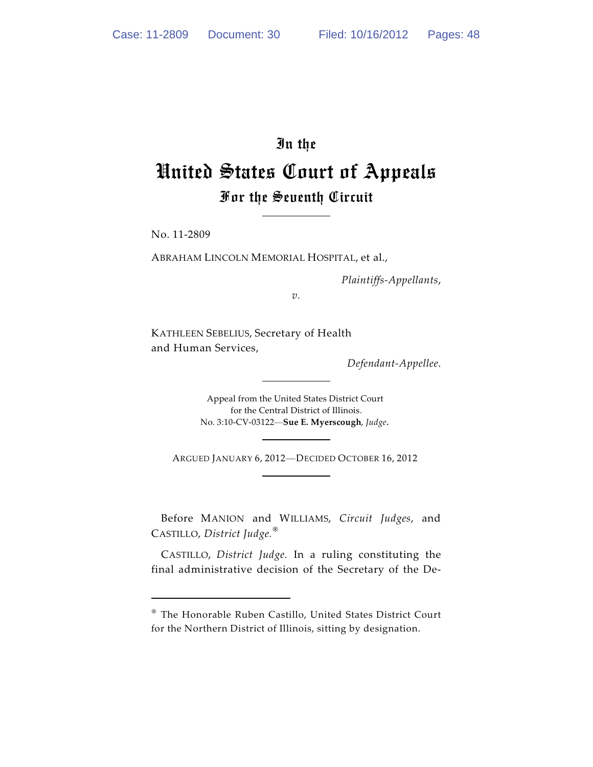# In the
# United States Court of Appeals
## For the Seventh Circuit

No. 11-2809

ABRAHAM LINCOLN MEMORIAL HOSPITAL, et al.,

*Plaintiffs-Appellants,*

*v.*

KATHLEEN SEBELIUS, Secretary of Health and Human Services,

*Defendant-Appellee.*

Appeal from the United States District Court
for the Central District of Illinois.
No. 3:10-CV-03122—**Sue E. Myerscough**, *Judge*.

ARGUED JANUARY 6, 2012—DECIDED OCTOBER 16, 2012

Before MANION and WILLIAMS, *Circuit Judges*, and CASTILLO, *District Judge.*[*]

CASTILLO, *District Judge.* In a ruling constituting the final administrative decision of the Secretary of the De-

[*] The Honorable Ruben Castillo, United States District Court for the Northern District of Illinois, sitting by designation.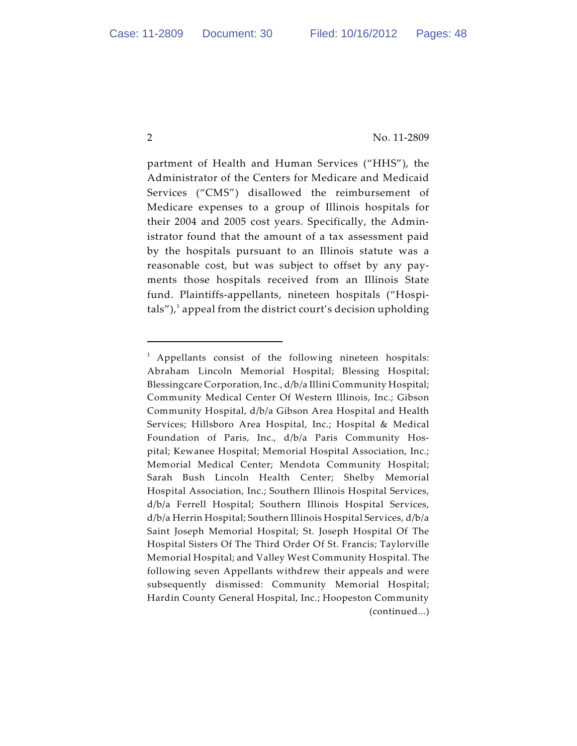partment of Health and Human Services ("HHS"), the Administrator of the Centers for Medicare and Medicaid Services ("CMS") disallowed the reimbursement of Medicare expenses to a group of Illinois hospitals for their 2004 and 2005 cost years. Specifically, the Administrator found that the amount of a tax assessment paid by the hospitals pursuant to an Illinois statute was a reasonable cost, but was subject to offset by any payments those hospitals received from an Illinois State fund. Plaintiffs-appellants, nineteen hospitals ("Hospitals"),[1] appeal from the district court's decision upholding

---

[1] Appellants consist of the following nineteen hospitals: Abraham Lincoln Memorial Hospital; Blessing Hospital; Blessingcare Corporation, Inc., d/b/a Illini Community Hospital; Community Medical Center Of Western Illinois, Inc.; Gibson Community Hospital, d/b/a Gibson Area Hospital and Health Services; Hillsboro Area Hospital, Inc.; Hospital & Medical Foundation of Paris, Inc., d/b/a Paris Community Hospital; Kewanee Hospital; Memorial Hospital Association, Inc.; Memorial Medical Center; Mendota Community Hospital; Sarah Bush Lincoln Health Center; Shelby Memorial Hospital Association, Inc.; Southern Illinois Hospital Services, d/b/a Ferrell Hospital; Southern Illinois Hospital Services, d/b/a Herrin Hospital; Southern Illinois Hospital Services, d/b/a Saint Joseph Memorial Hospital; St. Joseph Hospital Of The Hospital Sisters Of The Third Order Of St. Francis; Taylorville Memorial Hospital; and Valley West Community Hospital. The following seven Appellants withdrew their appeals and were subsequently dismissed: Community Memorial Hospital; Hardin County General Hospital, Inc.; Hoopeston Community (continued...)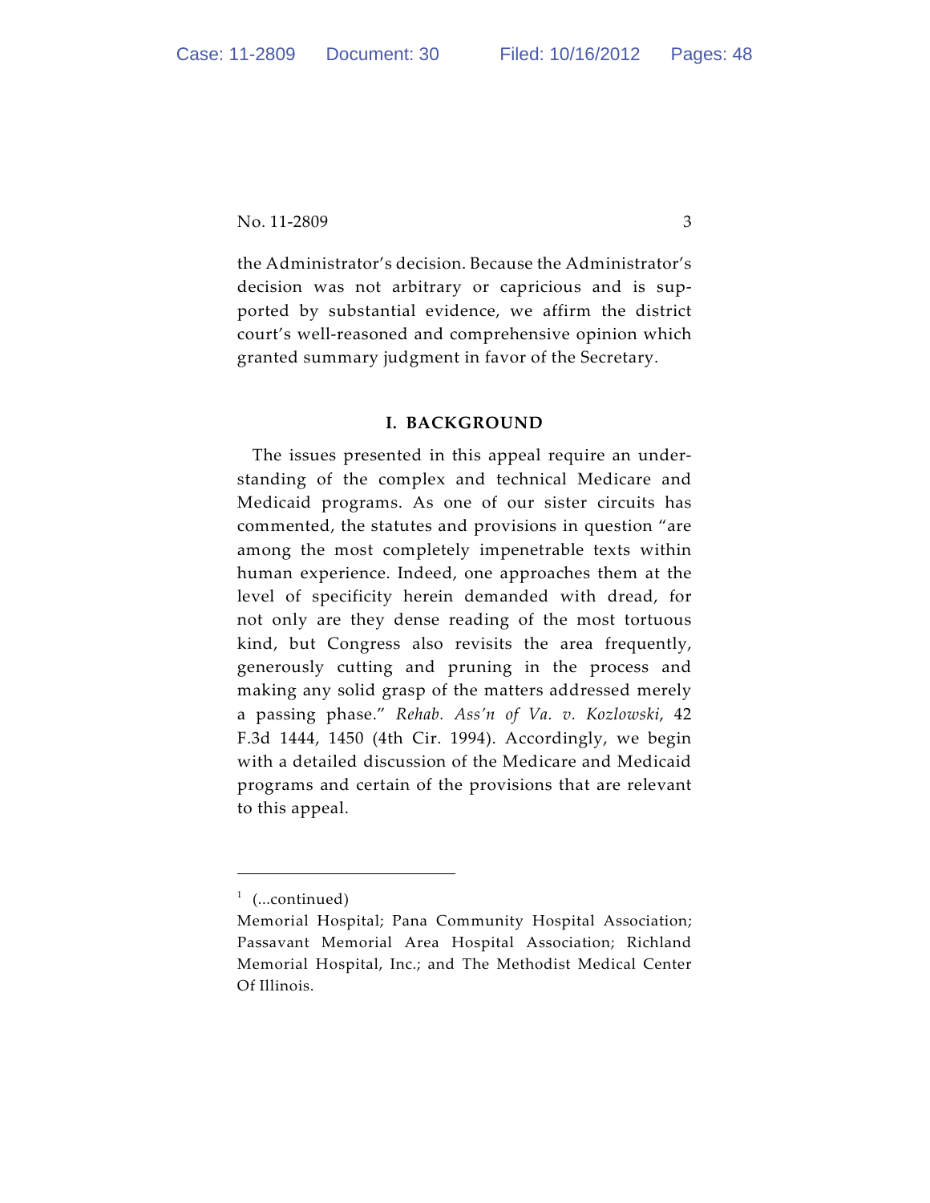the Administrator's decision. Because the Administrator's decision was not arbitrary or capricious and is supported by substantial evidence, we affirm the district court's well-reasoned and comprehensive opinion which granted summary judgment in favor of the Secretary.

## I. BACKGROUND

The issues presented in this appeal require an understanding of the complex and technical Medicare and Medicaid programs. As one of our sister circuits has commented, the statutes and provisions in question "are among the most completely impenetrable texts within human experience. Indeed, one approaches them at the level of specificity herein demanded with dread, for not only are they dense reading of the most tortuous kind, but Congress also revisits the area frequently, generously cutting and pruning in the process and making any solid grasp of the matters addressed merely a passing phase." *Rehab. Ass'n of Va. v. Kozlowski*, 42 F.3d 1444, 1450 (4th Cir. 1994). Accordingly, we begin with a detailed discussion of the Medicare and Medicaid programs and certain of the provisions that are relevant to this appeal.

---

[1] (...continued)
Memorial Hospital; Pana Community Hospital Association; Passavant Memorial Area Hospital Association; Richland Memorial Hospital, Inc.; and The Methodist Medical Center Of Illinois.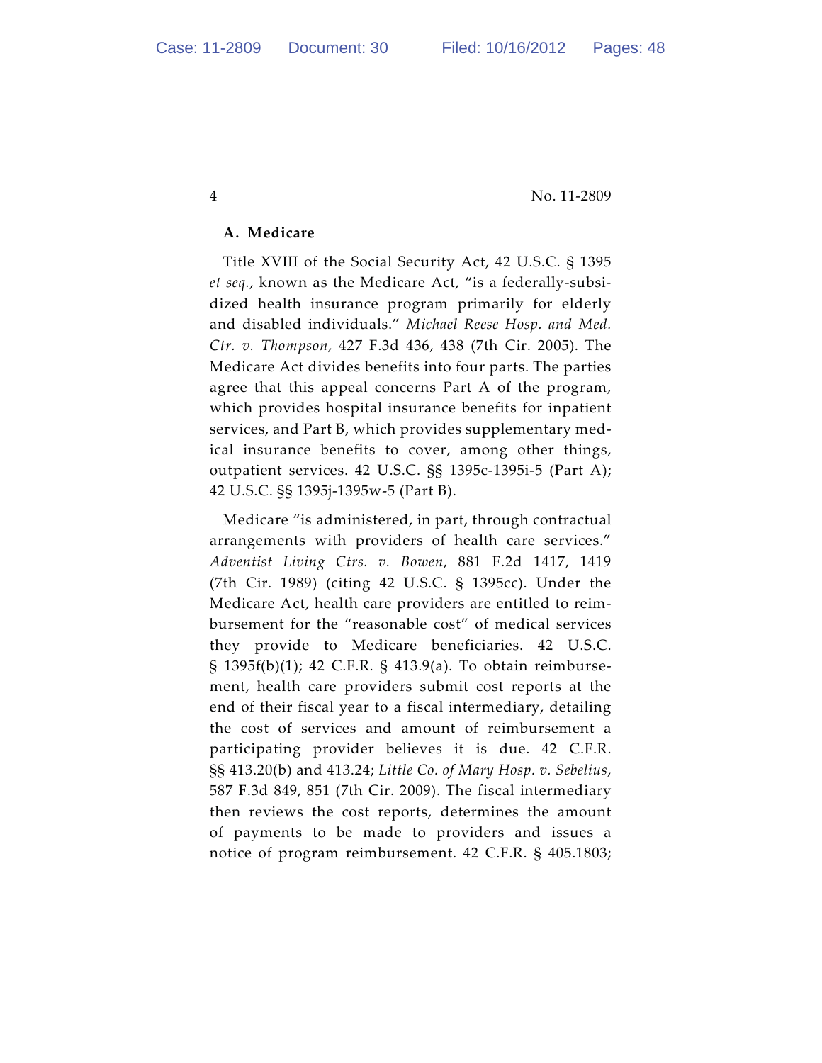### A. Medicare

Title XVIII of the Social Security Act, 42 U.S.C. § 1395 *et seq.*, known as the Medicare Act, "is a federally-subsidized health insurance program primarily for elderly and disabled individuals." *Michael Reese Hosp. and Med. Ctr. v. Thompson*, 427 F.3d 436, 438 (7th Cir. 2005). The Medicare Act divides benefits into four parts. The parties agree that this appeal concerns Part A of the program, which provides hospital insurance benefits for inpatient services, and Part B, which provides supplementary medical insurance benefits to cover, among other things, outpatient services. 42 U.S.C. §§ 1395c-1395i-5 (Part A); 42 U.S.C. §§ 1395j-1395w-5 (Part B).

Medicare "is administered, in part, through contractual arrangements with providers of health care services." *Adventist Living Ctrs. v. Bowen*, 881 F.2d 1417, 1419 (7th Cir. 1989) (citing 42 U.S.C. § 1395cc). Under the Medicare Act, health care providers are entitled to reimbursement for the "reasonable cost" of medical services they provide to Medicare beneficiaries. 42 U.S.C. § 1395f(b)(1); 42 C.F.R. § 413.9(a). To obtain reimbursement, health care providers submit cost reports at the end of their fiscal year to a fiscal intermediary, detailing the cost of services and amount of reimbursement a participating provider believes it is due. 42 C.F.R. §§ 413.20(b) and 413.24; *Little Co. of Mary Hosp. v. Sebelius*, 587 F.3d 849, 851 (7th Cir. 2009). The fiscal intermediary then reviews the cost reports, determines the amount of payments to be made to providers and issues a notice of program reimbursement. 42 C.F.R. § 405.1803;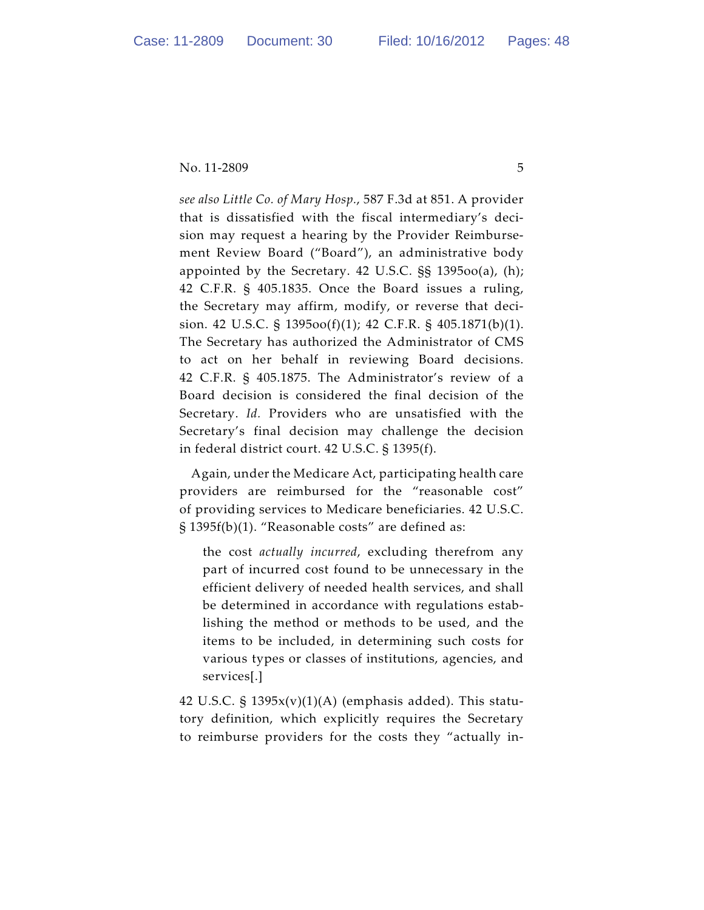*see also Little Co. of Mary Hosp.*, 587 F.3d at 851. A provider that is dissatisfied with the fiscal intermediary's decision may request a hearing by the Provider Reimbursement Review Board ("Board"), an administrative body appointed by the Secretary. 42 U.S.C. §§ 1395oo(a), (h); 42 C.F.R. § 405.1835. Once the Board issues a ruling, the Secretary may affirm, modify, or reverse that decision. 42 U.S.C. § 1395oo(f)(1); 42 C.F.R. § 405.1871(b)(1). The Secretary has authorized the Administrator of CMS to act on her behalf in reviewing Board decisions. 42 C.F.R. § 405.1875. The Administrator's review of a Board decision is considered the final decision of the Secretary. *Id.* Providers who are unsatisfied with the Secretary's final decision may challenge the decision in federal district court. 42 U.S.C. § 1395(f).

Again, under the Medicare Act, participating health care providers are reimbursed for the "reasonable cost" of providing services to Medicare beneficiaries. 42 U.S.C. § 1395f(b)(1). "Reasonable costs" are defined as:

> the cost *actually incurred*, excluding therefrom any part of incurred cost found to be unnecessary in the efficient delivery of needed health services, and shall be determined in accordance with regulations establishing the method or methods to be used, and the items to be included, in determining such costs for various types or classes of institutions, agencies, and services[.]

42 U.S.C. § 1395x(v)(1)(A) (emphasis added). This statutory definition, which explicitly requires the Secretary to reimburse providers for the costs they "actually in-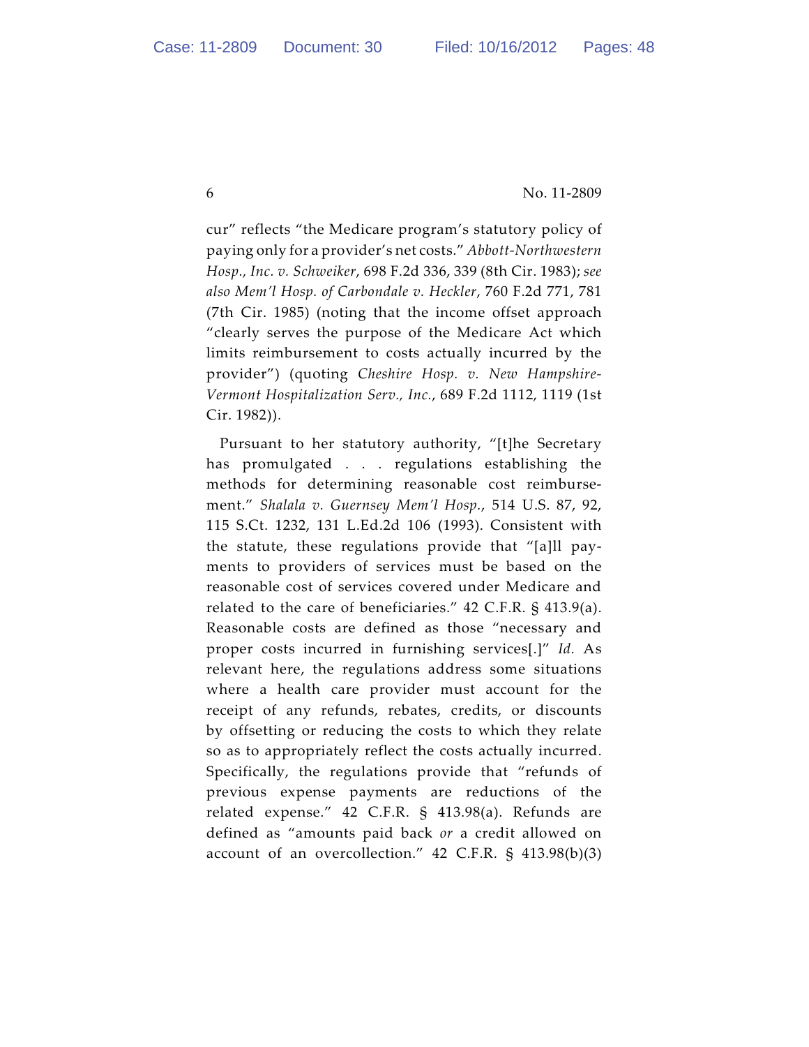cur" reflects "the Medicare program's statutory policy of paying only for a provider's net costs." *Abbott-Northwestern Hosp., Inc. v. Schweiker*, 698 F.2d 336, 339 (8th Cir. 1983); *see also Mem'l Hosp. of Carbondale v. Heckler*, 760 F.2d 771, 781 (7th Cir. 1985) (noting that the income offset approach "clearly serves the purpose of the Medicare Act which limits reimbursement to costs actually incurred by the provider") (quoting *Cheshire Hosp. v. New Hampshire-Vermont Hospitalization Serv., Inc.*, 689 F.2d 1112, 1119 (1st Cir. 1982)).

Pursuant to her statutory authority, "[t]he Secretary has promulgated . . . regulations establishing the methods for determining reasonable cost reimbursement." *Shalala v. Guernsey Mem'l Hosp.*, 514 U.S. 87, 92, 115 S.Ct. 1232, 131 L.Ed.2d 106 (1993). Consistent with the statute, these regulations provide that "[a]ll payments to providers of services must be based on the reasonable cost of services covered under Medicare and related to the care of beneficiaries." 42 C.F.R. § 413.9(a). Reasonable costs are defined as those "necessary and proper costs incurred in furnishing services[.]" *Id.* As relevant here, the regulations address some situations where a health care provider must account for the receipt of any refunds, rebates, credits, or discounts by offsetting or reducing the costs to which they relate so as to appropriately reflect the costs actually incurred. Specifically, the regulations provide that "refunds of previous expense payments are reductions of the related expense." 42 C.F.R. § 413.98(a). Refunds are defined as "amounts paid back *or* a credit allowed on account of an overcollection." 42 C.F.R. § 413.98(b)(3)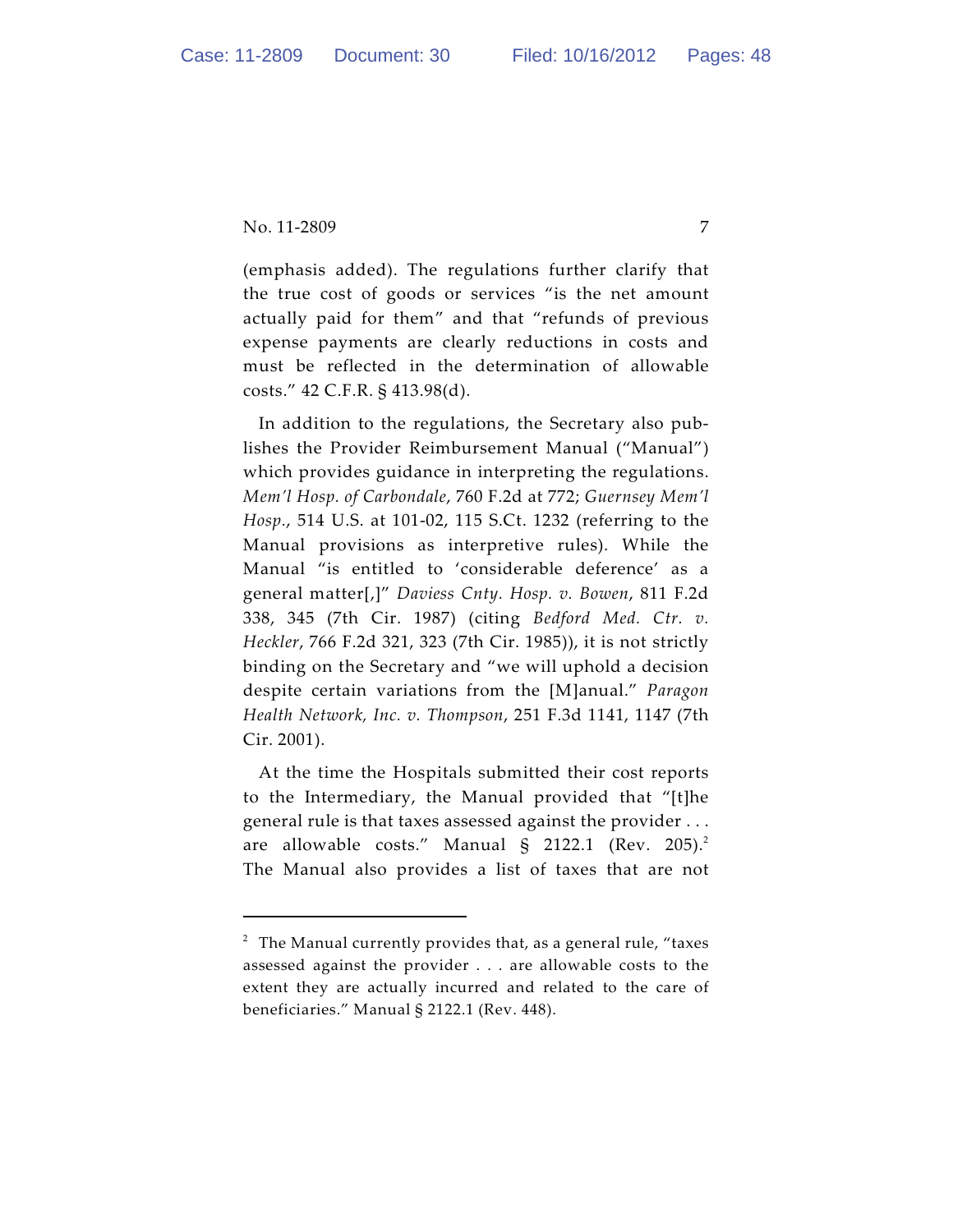(emphasis added). The regulations further clarify that the true cost of goods or services "is the net amount actually paid for them" and that "refunds of previous expense payments are clearly reductions in costs and must be reflected in the determination of allowable costs." 42 C.F.R. § 413.98(d).

In addition to the regulations, the Secretary also publishes the Provider Reimbursement Manual ("Manual") which provides guidance in interpreting the regulations. *Mem'l Hosp. of Carbondale*, 760 F.2d at 772; *Guernsey Mem'l Hosp.*, 514 U.S. at 101-02, 115 S.Ct. 1232 (referring to the Manual provisions as interpretive rules). While the Manual "is entitled to 'considerable deference' as a general matter[,]" *Daviess Cnty. Hosp. v. Bowen*, 811 F.2d 338, 345 (7th Cir. 1987) (citing *Bedford Med. Ctr. v. Heckler*, 766 F.2d 321, 323 (7th Cir. 1985)), it is not strictly binding on the Secretary and "we will uphold a decision despite certain variations from the [M]anual." *Paragon Health Network, Inc. v. Thompson*, 251 F.3d 1141, 1147 (7th Cir. 2001).

At the time the Hospitals submitted their cost reports to the Intermediary, the Manual provided that "[t]he general rule is that taxes assessed against the provider . . . are allowable costs." Manual § 2122.1 (Rev. 205).[2] The Manual also provides a list of taxes that are not

---

[2] The Manual currently provides that, as a general rule, "taxes assessed against the provider . . . are allowable costs to the extent they are actually incurred and related to the care of beneficiaries." Manual § 2122.1 (Rev. 448).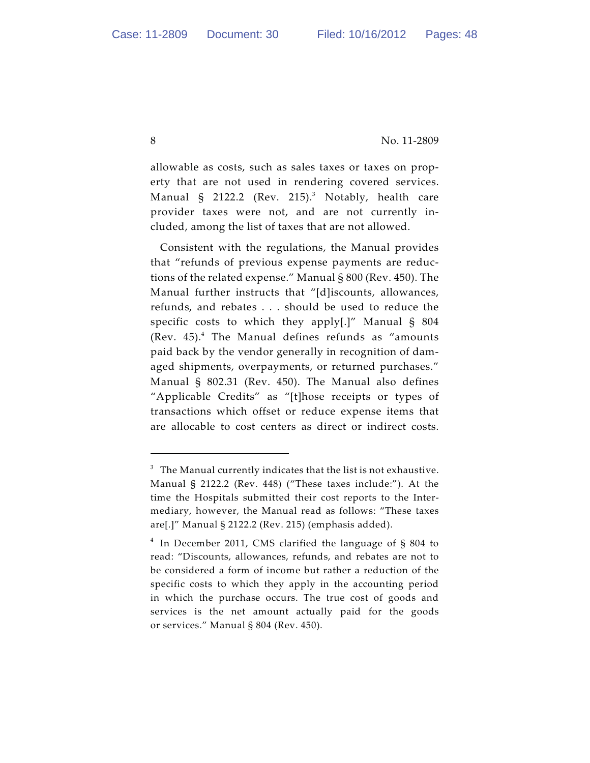allowable as costs, such as sales taxes or taxes on property that are not used in rendering covered services. Manual § 2122.2 (Rev. 215).[3] Notably, health care provider taxes were not, and are not currently included, among the list of taxes that are not allowed.

Consistent with the regulations, the Manual provides that "refunds of previous expense payments are reductions of the related expense." Manual § 800 (Rev. 450). The Manual further instructs that "[d]iscounts, allowances, refunds, and rebates . . . should be used to reduce the specific costs to which they apply[.]" Manual § 804 (Rev. 45).[4] The Manual defines refunds as "amounts paid back by the vendor generally in recognition of damaged shipments, overpayments, or returned purchases." Manual § 802.31 (Rev. 450). The Manual also defines "Applicable Credits" as "[t]hose receipts or types of transactions which offset or reduce expense items that are allocable to cost centers as direct or indirect costs.

---

[3] The Manual currently indicates that the list is not exhaustive. Manual § 2122.2 (Rev. 448) ("These taxes include:"). At the time the Hospitals submitted their cost reports to the Intermediary, however, the Manual read as follows: "These taxes are[.]" Manual § 2122.2 (Rev. 215) (emphasis added).

[4] In December 2011, CMS clarified the language of § 804 to read: "Discounts, allowances, refunds, and rebates are not to be considered a form of income but rather a reduction of the specific costs to which they apply in the accounting period in which the purchase occurs. The true cost of goods and services is the net amount actually paid for the goods or services." Manual § 804 (Rev. 450).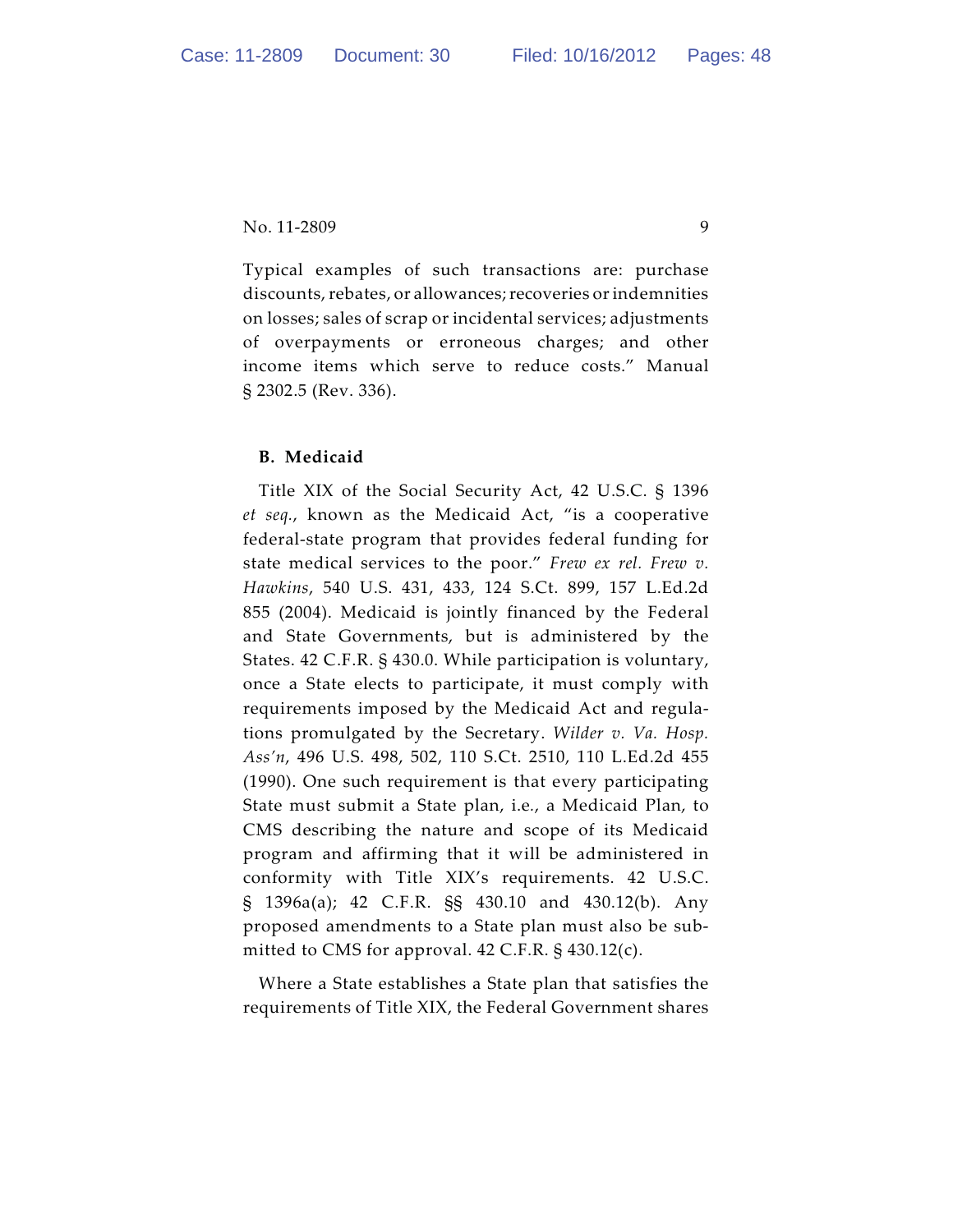Typical examples of such transactions are: purchase discounts, rebates, or allowances; recoveries or indemnities on losses; sales of scrap or incidental services; adjustments of overpayments or erroneous charges; and other income items which serve to reduce costs." Manual § 2302.5 (Rev. 336).

**B. Medicaid**

Title XIX of the Social Security Act, 42 U.S.C. § 1396 *et seq.*, known as the Medicaid Act, "is a cooperative federal-state program that provides federal funding for state medical services to the poor." *Frew ex rel. Frew v. Hawkins*, 540 U.S. 431, 433, 124 S.Ct. 899, 157 L.Ed.2d 855 (2004). Medicaid is jointly financed by the Federal and State Governments, but is administered by the States. 42 C.F.R. § 430.0. While participation is voluntary, once a State elects to participate, it must comply with requirements imposed by the Medicaid Act and regulations promulgated by the Secretary. *Wilder v. Va. Hosp. Ass'n*, 496 U.S. 498, 502, 110 S.Ct. 2510, 110 L.Ed.2d 455 (1990). One such requirement is that every participating State must submit a State plan, i.e., a Medicaid Plan, to CMS describing the nature and scope of its Medicaid program and affirming that it will be administered in conformity with Title XIX's requirements. 42 U.S.C. § 1396a(a); 42 C.F.R. §§ 430.10 and 430.12(b). Any proposed amendments to a State plan must also be submitted to CMS for approval. 42 C.F.R. § 430.12(c).

Where a State establishes a State plan that satisfies the requirements of Title XIX, the Federal Government shares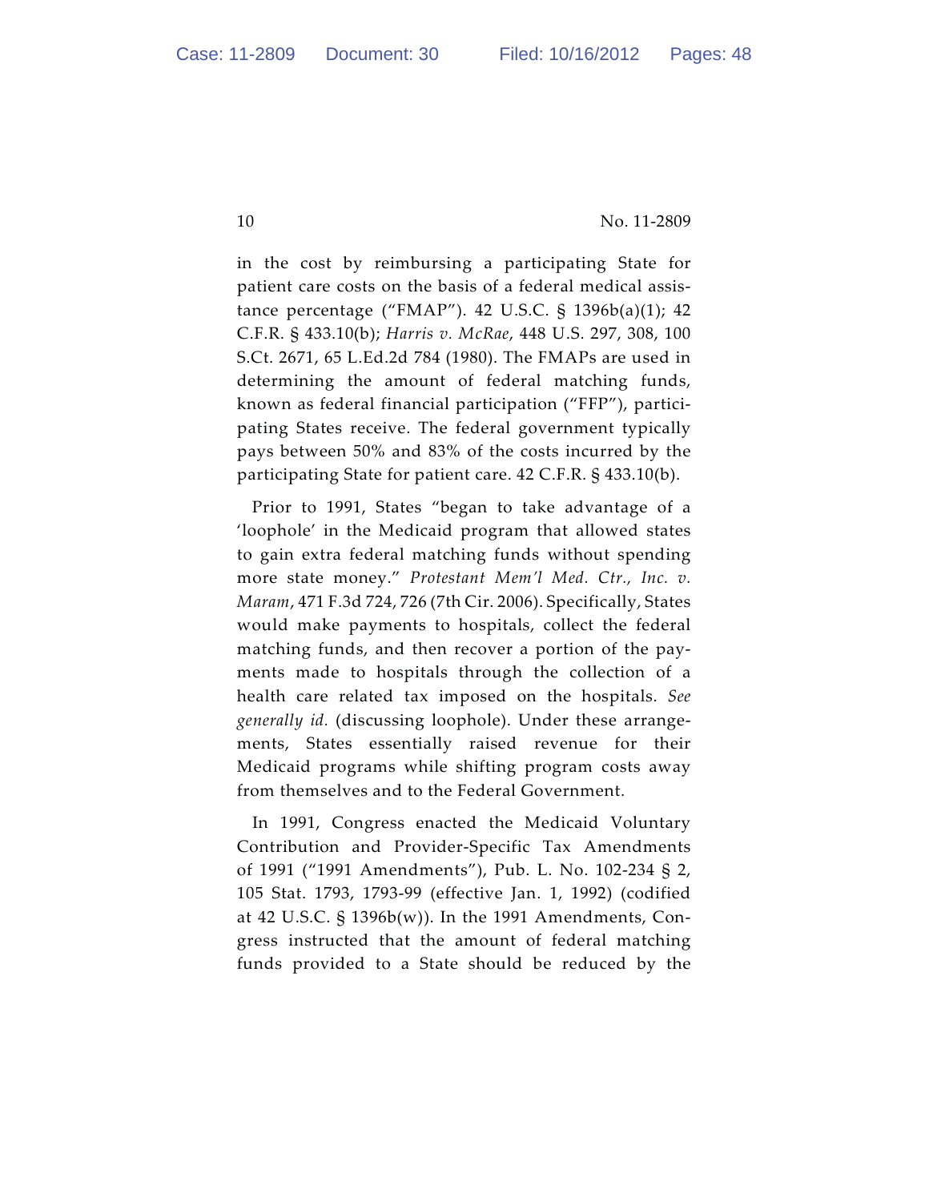in the cost by reimbursing a participating State for patient care costs on the basis of a federal medical assistance percentage ("FMAP"). 42 U.S.C. § 1396b(a)(1); 42 C.F.R. § 433.10(b); *Harris v. McRae*, 448 U.S. 297, 308, 100 S.Ct. 2671, 65 L.Ed.2d 784 (1980). The FMAPs are used in determining the amount of federal matching funds, known as federal financial participation ("FFP"), participating States receive. The federal government typically pays between 50% and 83% of the costs incurred by the participating State for patient care. 42 C.F.R. § 433.10(b).

Prior to 1991, States "began to take advantage of a 'loophole' in the Medicaid program that allowed states to gain extra federal matching funds without spending more state money." *Protestant Mem'l Med. Ctr., Inc. v. Maram*, 471 F.3d 724, 726 (7th Cir. 2006). Specifically, States would make payments to hospitals, collect the federal matching funds, and then recover a portion of the payments made to hospitals through the collection of a health care related tax imposed on the hospitals. *See generally id.* (discussing loophole). Under these arrangements, States essentially raised revenue for their Medicaid programs while shifting program costs away from themselves and to the Federal Government.

In 1991, Congress enacted the Medicaid Voluntary Contribution and Provider-Specific Tax Amendments of 1991 ("1991 Amendments"), Pub. L. No. 102-234 § 2, 105 Stat. 1793, 1793-99 (effective Jan. 1, 1992) (codified at 42 U.S.C. § 1396b(w)). In the 1991 Amendments, Congress instructed that the amount of federal matching funds provided to a State should be reduced by the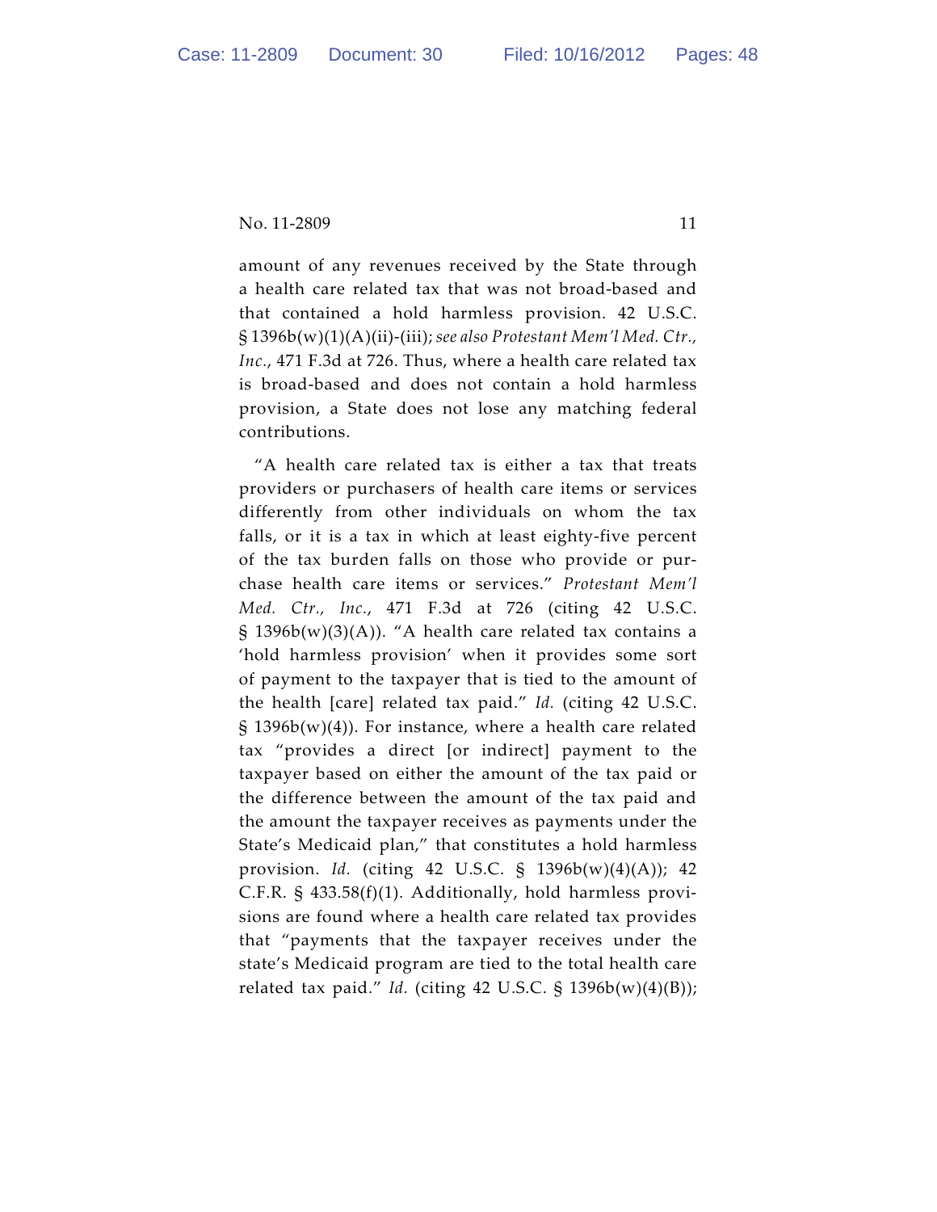amount of any revenues received by the State through a health care related tax that was not broad-based and that contained a hold harmless provision. 42 U.S.C. § 1396b(w)(1)(A)(ii)-(iii); *see also Protestant Mem'l Med. Ctr., Inc.*, 471 F.3d at 726. Thus, where a health care related tax is broad-based and does not contain a hold harmless provision, a State does not lose any matching federal contributions.

"A health care related tax is either a tax that treats providers or purchasers of health care items or services differently from other individuals on whom the tax falls, or it is a tax in which at least eighty-five percent of the tax burden falls on those who provide or purchase health care items or services." *Protestant Mem'l Med. Ctr., Inc.*, 471 F.3d at 726 (citing 42 U.S.C. § 1396b(w)(3)(A)). "A health care related tax contains a 'hold harmless provision' when it provides some sort of payment to the taxpayer that is tied to the amount of the health [care] related tax paid." *Id.* (citing 42 U.S.C. § 1396b(w)(4)). For instance, where a health care related tax "provides a direct [or indirect] payment to the taxpayer based on either the amount of the tax paid or the difference between the amount of the tax paid and the amount the taxpayer receives as payments under the State's Medicaid plan," that constitutes a hold harmless provision. *Id.* (citing 42 U.S.C. § 1396b(w)(4)(A)); 42 C.F.R. § 433.58(f)(1). Additionally, hold harmless provisions are found where a health care related tax provides that "payments that the taxpayer receives under the state's Medicaid program are tied to the total health care related tax paid." *Id.* (citing 42 U.S.C. § 1396b(w)(4)(B));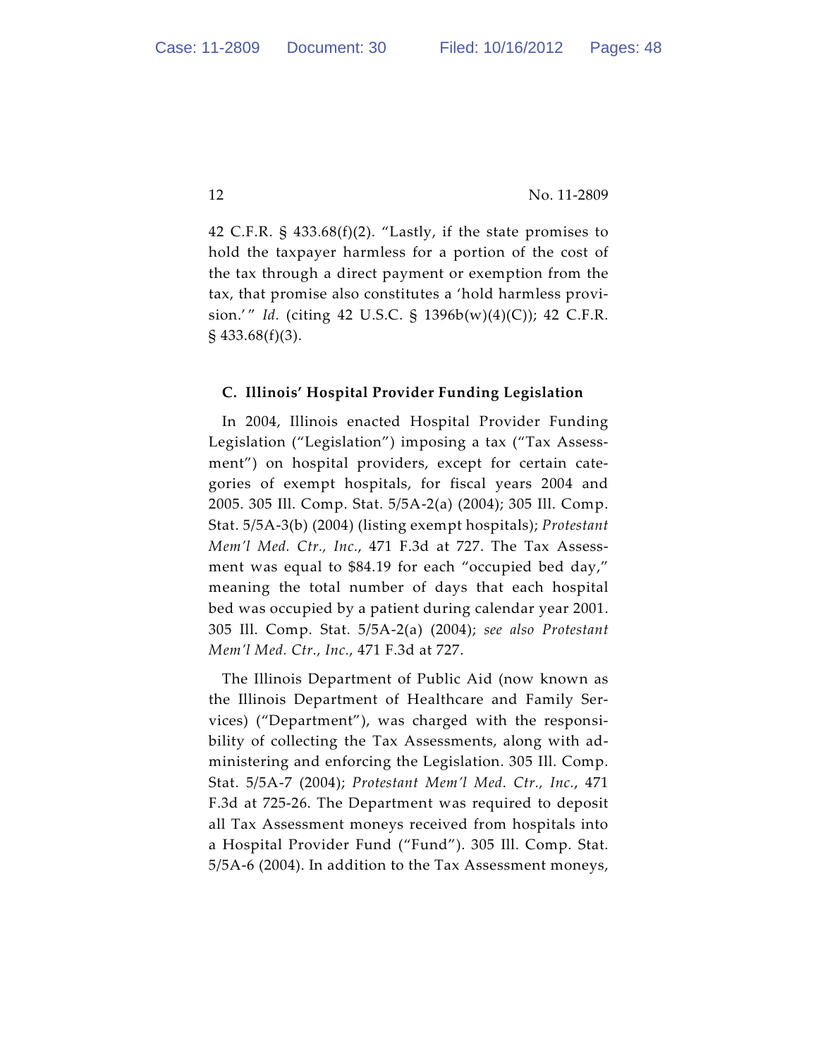42 C.F.R. § 433.68(f)(2). "Lastly, if the state promises to hold the taxpayer harmless for a portion of the cost of the tax through a direct payment or exemption from the tax, that promise also constitutes a 'hold harmless provision.'" *Id.* (citing 42 U.S.C. § 1396b(w)(4)(C)); 42 C.F.R. § 433.68(f)(3).

### C. Illinois' Hospital Provider Funding Legislation

In 2004, Illinois enacted Hospital Provider Funding Legislation ("Legislation") imposing a tax ("Tax Assessment") on hospital providers, except for certain categories of exempt hospitals, for fiscal years 2004 and 2005. 305 Ill. Comp. Stat. 5/5A-2(a) (2004); 305 Ill. Comp. Stat. 5/5A-3(b) (2004) (listing exempt hospitals); *Protestant Mem'l Med. Ctr., Inc.*, 471 F.3d at 727. The Tax Assessment was equal to $84.19 for each "occupied bed day," meaning the total number of days that each hospital bed was occupied by a patient during calendar year 2001. 305 Ill. Comp. Stat. 5/5A-2(a) (2004); *see also Protestant Mem'l Med. Ctr., Inc.*, 471 F.3d at 727.

The Illinois Department of Public Aid (now known as the Illinois Department of Healthcare and Family Services) ("Department"), was charged with the responsibility of collecting the Tax Assessments, along with administering and enforcing the Legislation. 305 Ill. Comp. Stat. 5/5A-7 (2004); *Protestant Mem'l Med. Ctr., Inc.*, 471 F.3d at 725-26. The Department was required to deposit all Tax Assessment moneys received from hospitals into a Hospital Provider Fund ("Fund"). 305 Ill. Comp. Stat. 5/5A-6 (2004). In addition to the Tax Assessment moneys,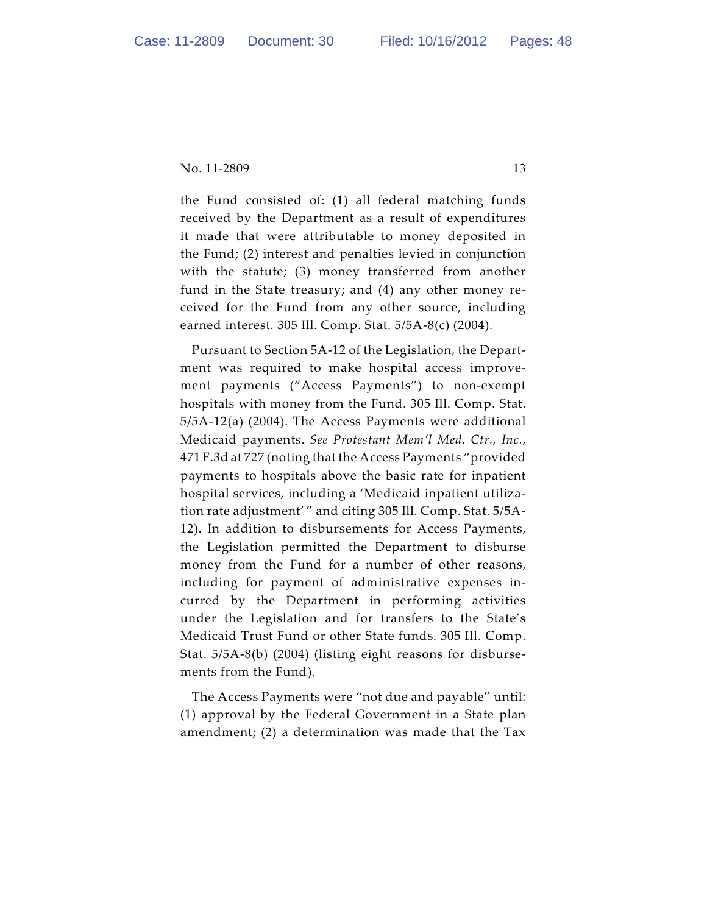the Fund consisted of: (1) all federal matching funds received by the Department as a result of expenditures it made that were attributable to money deposited in the Fund; (2) interest and penalties levied in conjunction with the statute; (3) money transferred from another fund in the State treasury; and (4) any other money received for the Fund from any other source, including earned interest. 305 Ill. Comp. Stat. 5/5A-8(c) (2004).

Pursuant to Section 5A-12 of the Legislation, the Department was required to make hospital access improvement payments ("Access Payments") to non-exempt hospitals with money from the Fund. 305 Ill. Comp. Stat. 5/5A-12(a) (2004). The Access Payments were additional Medicaid payments. *See Protestant Mem'l Med. Ctr., Inc.*, 471 F.3d at 727 (noting that the Access Payments "provided payments to hospitals above the basic rate for inpatient hospital services, including a 'Medicaid inpatient utilization rate adjustment' " and citing 305 Ill. Comp. Stat. 5/5A-12). In addition to disbursements for Access Payments, the Legislation permitted the Department to disburse money from the Fund for a number of other reasons, including for payment of administrative expenses incurred by the Department in performing activities under the Legislation and for transfers to the State's Medicaid Trust Fund or other State funds. 305 Ill. Comp. Stat. 5/5A-8(b) (2004) (listing eight reasons for disbursements from the Fund).

The Access Payments were "not due and payable" until: (1) approval by the Federal Government in a State plan amendment; (2) a determination was made that the Tax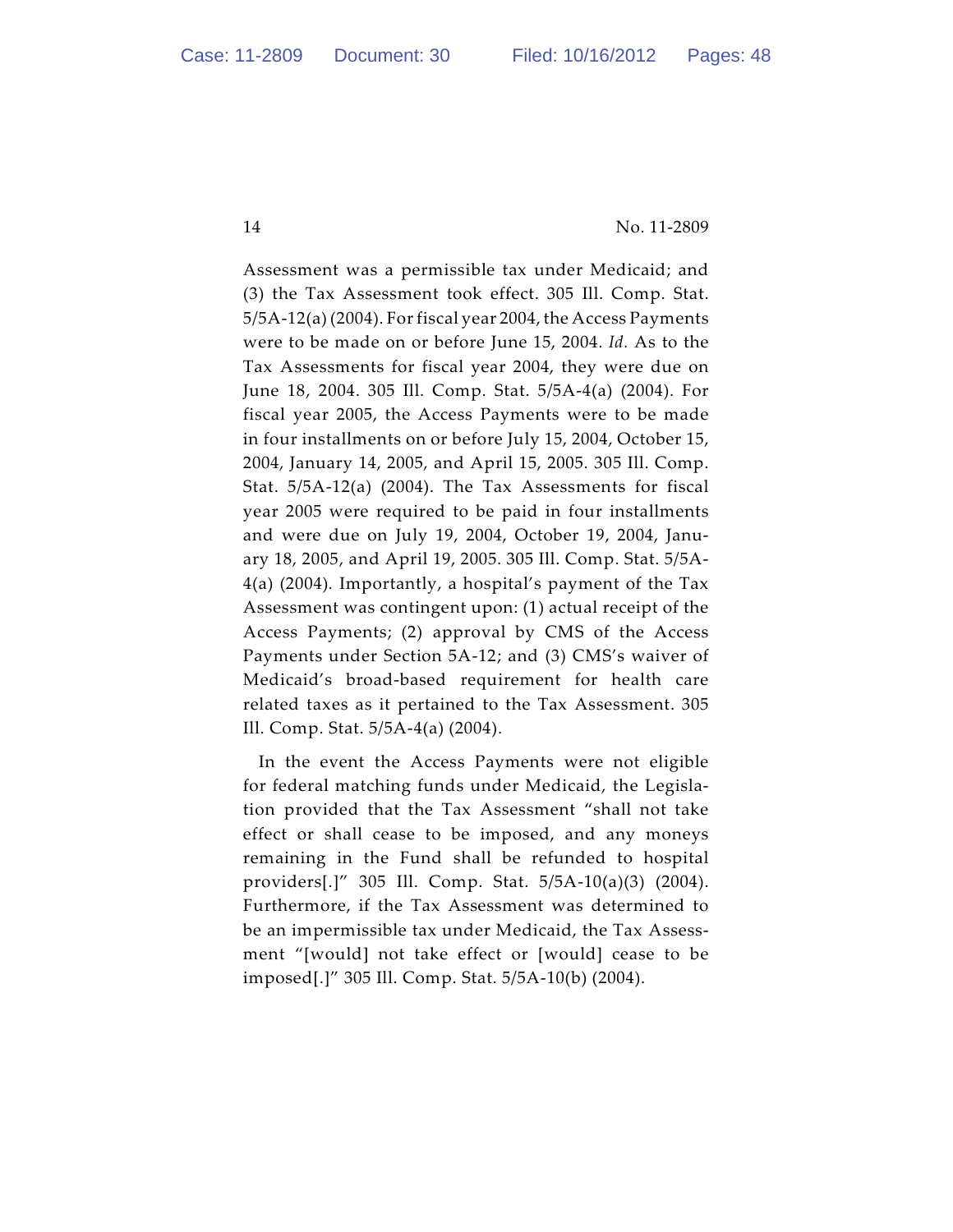Assessment was a permissible tax under Medicaid; and (3) the Tax Assessment took effect. 305 Ill. Comp. Stat. 5/5A-12(a) (2004). For fiscal year 2004, the Access Payments were to be made on or before June 15, 2004. *Id.* As to the Tax Assessments for fiscal year 2004, they were due on June 18, 2004. 305 Ill. Comp. Stat. 5/5A-4(a) (2004). For fiscal year 2005, the Access Payments were to be made in four installments on or before July 15, 2004, October 15, 2004, January 14, 2005, and April 15, 2005. 305 Ill. Comp. Stat. 5/5A-12(a) (2004). The Tax Assessments for fiscal year 2005 were required to be paid in four installments and were due on July 19, 2004, October 19, 2004, January 18, 2005, and April 19, 2005. 305 Ill. Comp. Stat. 5/5A-4(a) (2004). Importantly, a hospital's payment of the Tax Assessment was contingent upon: (1) actual receipt of the Access Payments; (2) approval by CMS of the Access Payments under Section 5A-12; and (3) CMS's waiver of Medicaid's broad-based requirement for health care related taxes as it pertained to the Tax Assessment. 305 Ill. Comp. Stat. 5/5A-4(a) (2004).

In the event the Access Payments were not eligible for federal matching funds under Medicaid, the Legislation provided that the Tax Assessment "shall not take effect or shall cease to be imposed, and any moneys remaining in the Fund shall be refunded to hospital providers[.]" 305 Ill. Comp. Stat. 5/5A-10(a)(3) (2004). Furthermore, if the Tax Assessment was determined to be an impermissible tax under Medicaid, the Tax Assessment "[would] not take effect or [would] cease to be imposed[.]" 305 Ill. Comp. Stat. 5/5A-10(b) (2004).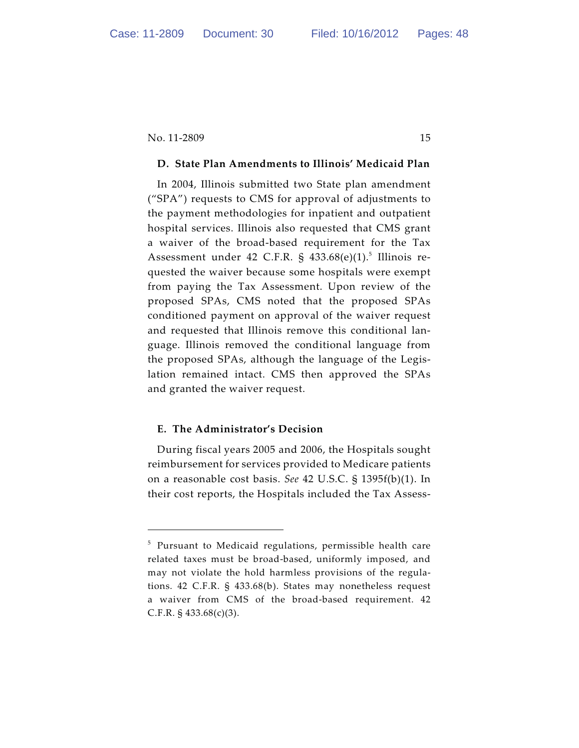### D. State Plan Amendments to Illinois' Medicaid Plan

In 2004, Illinois submitted two State plan amendment ("SPA") requests to CMS for approval of adjustments to the payment methodologies for inpatient and outpatient hospital services. Illinois also requested that CMS grant a waiver of the broad-based requirement for the Tax Assessment under 42 C.F.R. § 433.68(e)(1).[5] Illinois requested the waiver because some hospitals were exempt from paying the Tax Assessment. Upon review of the proposed SPAs, CMS noted that the proposed SPAs conditioned payment on approval of the waiver request and requested that Illinois remove this conditional language. Illinois removed the conditional language from the proposed SPAs, although the language of the Legislation remained intact. CMS then approved the SPAs and granted the waiver request.

### E. The Administrator's Decision

During fiscal years 2005 and 2006, the Hospitals sought reimbursement for services provided to Medicare patients on a reasonable cost basis. *See* 42 U.S.C. § 1395f(b)(1). In their cost reports, the Hospitals included the Tax Assess-

---

[5] Pursuant to Medicaid regulations, permissible health care related taxes must be broad-based, uniformly imposed, and may not violate the hold harmless provisions of the regulations. 42 C.F.R. § 433.68(b). States may nonetheless request a waiver from CMS of the broad-based requirement. 42 C.F.R. § 433.68(c)(3).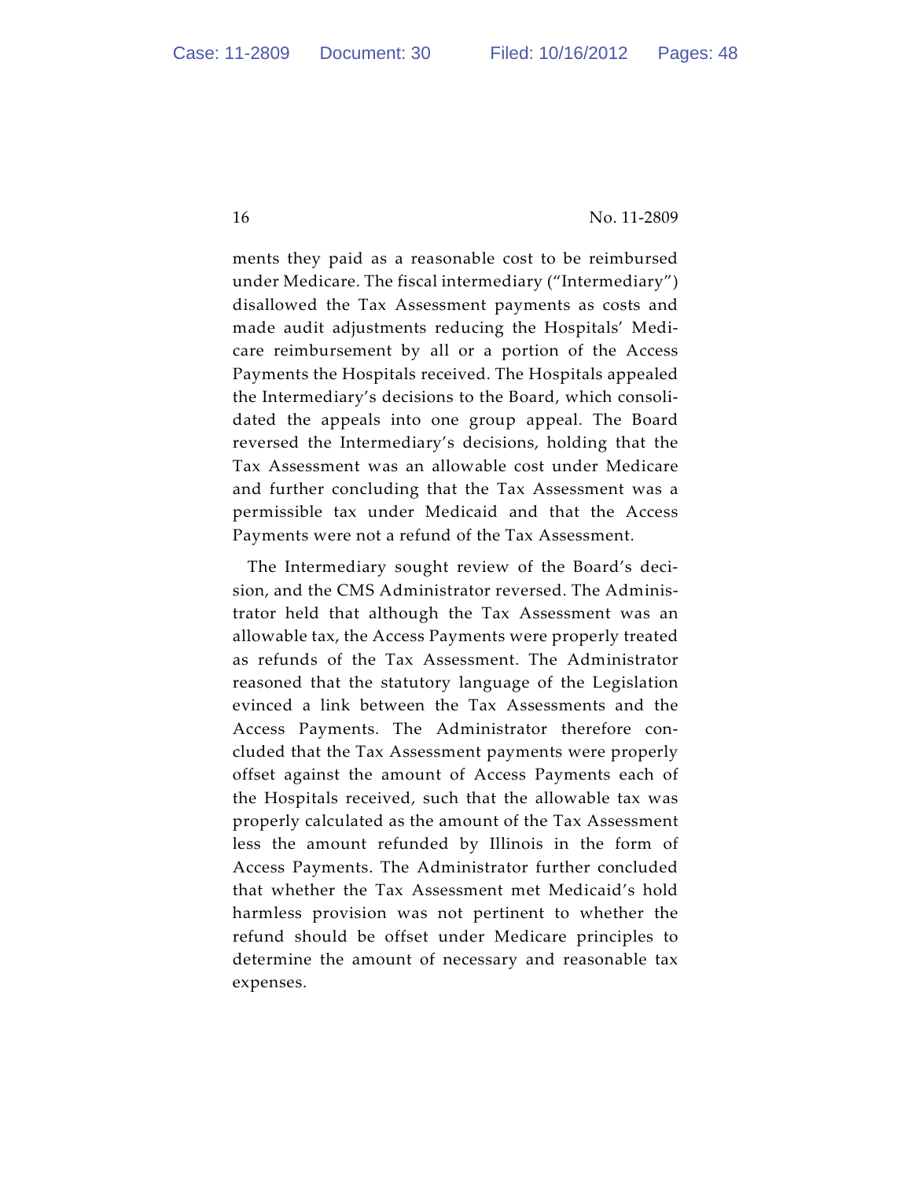ments they paid as a reasonable cost to be reimbursed under Medicare. The fiscal intermediary ("Intermediary") disallowed the Tax Assessment payments as costs and made audit adjustments reducing the Hospitals' Medicare reimbursement by all or a portion of the Access Payments the Hospitals received. The Hospitals appealed the Intermediary's decisions to the Board, which consolidated the appeals into one group appeal. The Board reversed the Intermediary's decisions, holding that the Tax Assessment was an allowable cost under Medicare and further concluding that the Tax Assessment was a permissible tax under Medicaid and that the Access Payments were not a refund of the Tax Assessment.

The Intermediary sought review of the Board's decision, and the CMS Administrator reversed. The Administrator held that although the Tax Assessment was an allowable tax, the Access Payments were properly treated as refunds of the Tax Assessment. The Administrator reasoned that the statutory language of the Legislation evinced a link between the Tax Assessments and the Access Payments. The Administrator therefore concluded that the Tax Assessment payments were properly offset against the amount of Access Payments each of the Hospitals received, such that the allowable tax was properly calculated as the amount of the Tax Assessment less the amount refunded by Illinois in the form of Access Payments. The Administrator further concluded that whether the Tax Assessment met Medicaid's hold harmless provision was not pertinent to whether the refund should be offset under Medicare principles to determine the amount of necessary and reasonable tax expenses.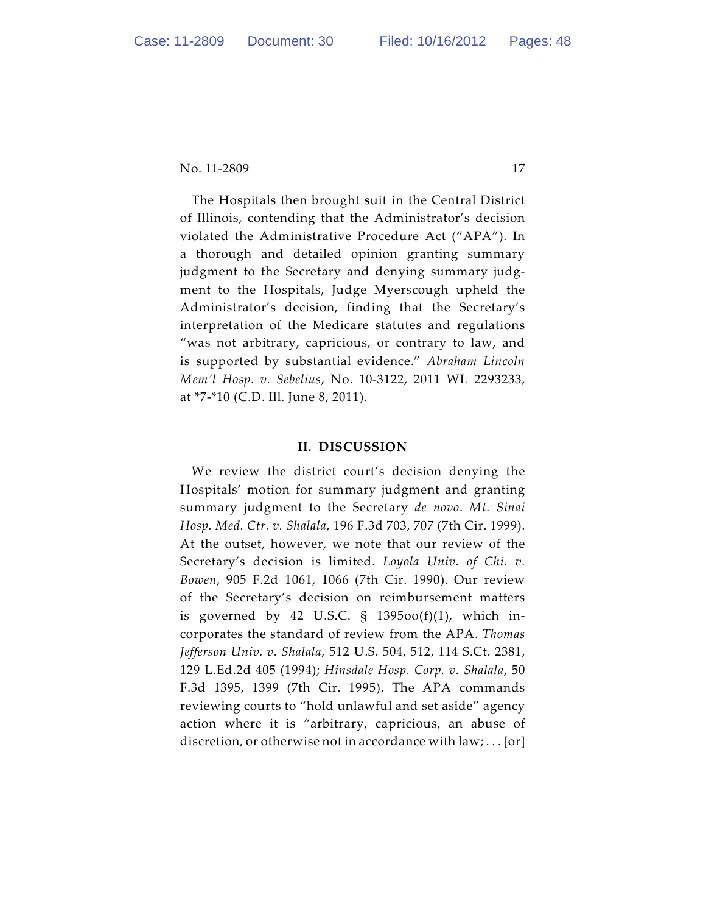The Hospitals then brought suit in the Central District of Illinois, contending that the Administrator's decision violated the Administrative Procedure Act ("APA"). In a thorough and detailed opinion granting summary judgment to the Secretary and denying summary judgment to the Hospitals, Judge Myerscough upheld the Administrator's decision, finding that the Secretary's interpretation of the Medicare statutes and regulations "was not arbitrary, capricious, or contrary to law, and is supported by substantial evidence." *Abraham Lincoln Mem'l Hosp. v. Sebelius*, No. 10-3122, 2011 WL 2293233, at *7-*10 (C.D. Ill. June 8, 2011).

## II. DISCUSSION

We review the district court's decision denying the Hospitals' motion for summary judgment and granting summary judgment to the Secretary *de novo*. *Mt. Sinai Hosp. Med. Ctr. v. Shalala*, 196 F.3d 703, 707 (7th Cir. 1999). At the outset, however, we note that our review of the Secretary's decision is limited. *Loyola Univ. of Chi. v. Bowen*, 905 F.2d 1061, 1066 (7th Cir. 1990). Our review of the Secretary's decision on reimbursement matters is governed by 42 U.S.C. § 1395oo(f)(1), which incorporates the standard of review from the APA. *Thomas Jefferson Univ. v. Shalala*, 512 U.S. 504, 512, 114 S.Ct. 2381, 129 L.Ed.2d 405 (1994); *Hinsdale Hosp. Corp. v. Shalala*, 50 F.3d 1395, 1399 (7th Cir. 1995). The APA commands reviewing courts to "hold unlawful and set aside" agency action where it is "arbitrary, capricious, an abuse of discretion, or otherwise not in accordance with law; . . . [or]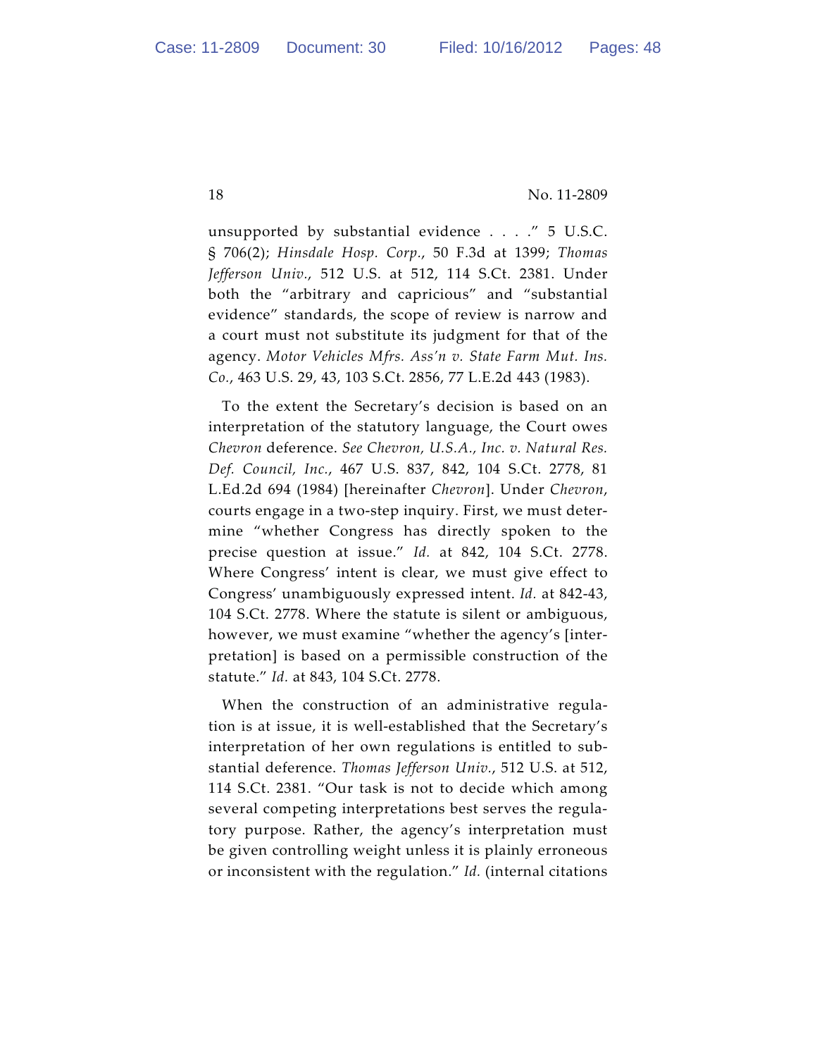unsupported by substantial evidence . . . ." 5 U.S.C. § 706(2); *Hinsdale Hosp. Corp.*, 50 F.3d at 1399; *Thomas Jefferson Univ.*, 512 U.S. at 512, 114 S.Ct. 2381. Under both the "arbitrary and capricious" and "substantial evidence" standards, the scope of review is narrow and a court must not substitute its judgment for that of the agency. *Motor Vehicles Mfrs. Ass'n v. State Farm Mut. Ins. Co.*, 463 U.S. 29, 43, 103 S.Ct. 2856, 77 L.E.2d 443 (1983).

To the extent the Secretary's decision is based on an interpretation of the statutory language, the Court owes *Chevron* deference. *See Chevron, U.S.A., Inc. v. Natural Res. Def. Council, Inc.*, 467 U.S. 837, 842, 104 S.Ct. 2778, 81 L.Ed.2d 694 (1984) [hereinafter *Chevron*]. Under *Chevron*, courts engage in a two-step inquiry. First, we must determine "whether Congress has directly spoken to the precise question at issue." *Id.* at 842, 104 S.Ct. 2778. Where Congress' intent is clear, we must give effect to Congress' unambiguously expressed intent. *Id.* at 842-43, 104 S.Ct. 2778. Where the statute is silent or ambiguous, however, we must examine "whether the agency's [interpretation] is based on a permissible construction of the statute." *Id.* at 843, 104 S.Ct. 2778.

When the construction of an administrative regulation is at issue, it is well-established that the Secretary's interpretation of her own regulations is entitled to substantial deference. *Thomas Jefferson Univ.*, 512 U.S. at 512, 114 S.Ct. 2381. "Our task is not to decide which among several competing interpretations best serves the regulatory purpose. Rather, the agency's interpretation must be given controlling weight unless it is plainly erroneous or inconsistent with the regulation." *Id.* (internal citations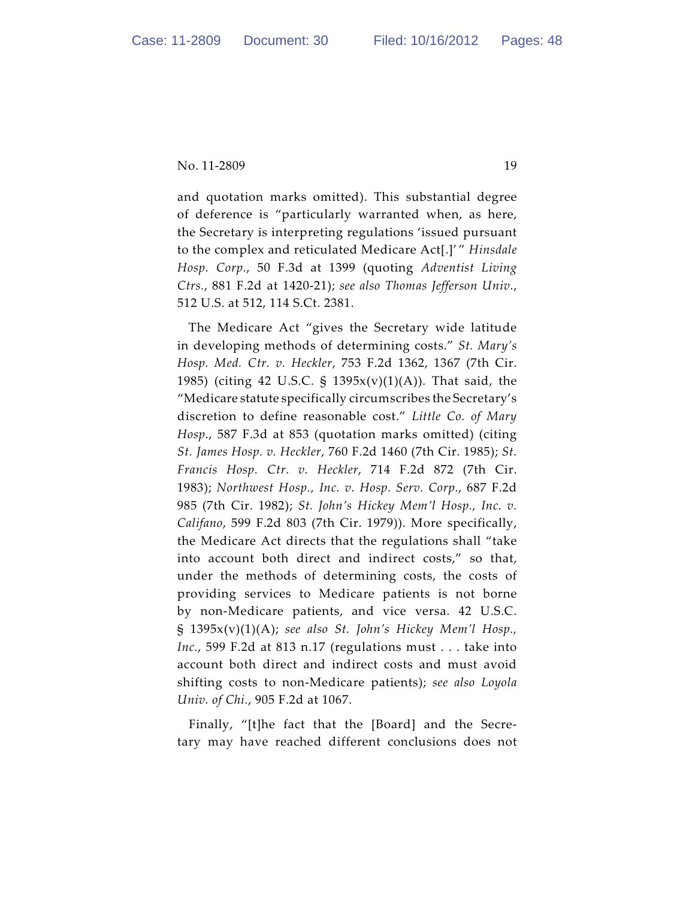and quotation marks omitted). This substantial degree of deference is "particularly warranted when, as here, the Secretary is interpreting regulations 'issued pursuant to the complex and reticulated Medicare Act[.]' " *Hinsdale Hosp. Corp.*, 50 F.3d at 1399 (quoting *Adventist Living Ctrs.*, 881 F.2d at 1420-21); *see also Thomas Jefferson Univ.*, 512 U.S. at 512, 114 S.Ct. 2381.

The Medicare Act "gives the Secretary wide latitude in developing methods of determining costs." *St. Mary's Hosp. Med. Ctr. v. Heckler*, 753 F.2d 1362, 1367 (7th Cir. 1985) (citing 42 U.S.C. § 1395x(v)(1)(A)). That said, the "Medicare statute specifically circumscribes the Secretary's discretion to define reasonable cost." *Little Co. of Mary Hosp.*, 587 F.3d at 853 (quotation marks omitted) (citing *St. James Hosp. v. Heckler*, 760 F.2d 1460 (7th Cir. 1985); *St. Francis Hosp. Ctr. v. Heckler*, 714 F.2d 872 (7th Cir. 1983); *Northwest Hosp., Inc. v. Hosp. Serv. Corp.*, 687 F.2d 985 (7th Cir. 1982); *St. John's Hickey Mem'l Hosp., Inc. v. Califano*, 599 F.2d 803 (7th Cir. 1979)). More specifically, the Medicare Act directs that the regulations shall "take into account both direct and indirect costs," so that, under the methods of determining costs, the costs of providing services to Medicare patients is not borne by non-Medicare patients, and vice versa. 42 U.S.C. § 1395x(v)(1)(A); *see also St. John's Hickey Mem'l Hosp., Inc.*, 599 F.2d at 813 n.17 (regulations must . . . take into account both direct and indirect costs and must avoid shifting costs to non-Medicare patients); *see also Loyola Univ. of Chi.*, 905 F.2d at 1067.

Finally, "[t]he fact that the [Board] and the Secretary may have reached different conclusions does not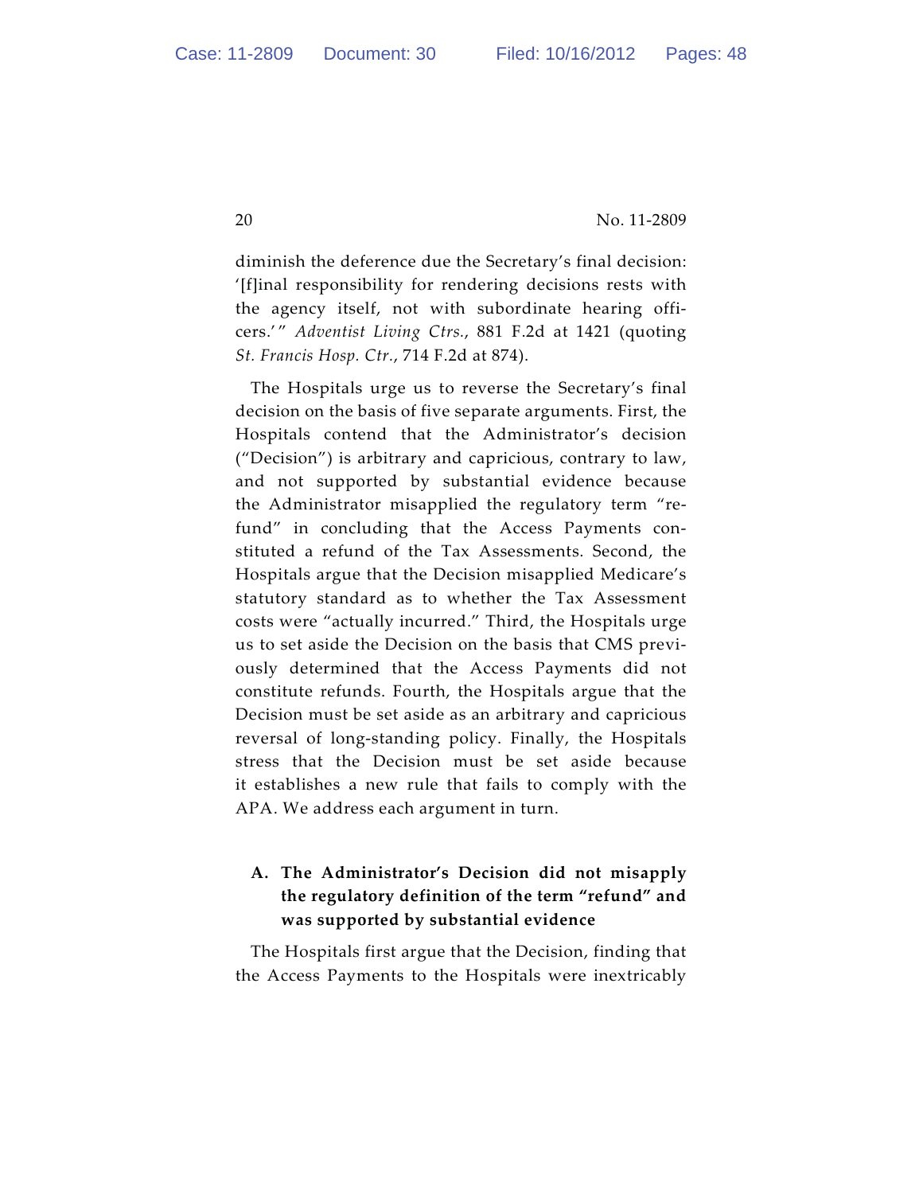diminish the deference due the Secretary's final decision: '[f]inal responsibility for rendering decisions rests with the agency itself, not with subordinate hearing officers.'" *Adventist Living Ctrs.*, 881 F.2d at 1421 (quoting *St. Francis Hosp. Ctr.*, 714 F.2d at 874).

The Hospitals urge us to reverse the Secretary's final decision on the basis of five separate arguments. First, the Hospitals contend that the Administrator's decision ("Decision") is arbitrary and capricious, contrary to law, and not supported by substantial evidence because the Administrator misapplied the regulatory term "refund" in concluding that the Access Payments constituted a refund of the Tax Assessments. Second, the Hospitals argue that the Decision misapplied Medicare's statutory standard as to whether the Tax Assessment costs were "actually incurred." Third, the Hospitals urge us to set aside the Decision on the basis that CMS previously determined that the Access Payments did not constitute refunds. Fourth, the Hospitals argue that the Decision must be set aside as an arbitrary and capricious reversal of long-standing policy. Finally, the Hospitals stress that the Decision must be set aside because it establishes a new rule that fails to comply with the APA. We address each argument in turn.

### A. The Administrator's Decision did not misapply the regulatory definition of the term "refund" and was supported by substantial evidence

The Hospitals first argue that the Decision, finding that the Access Payments to the Hospitals were inextricably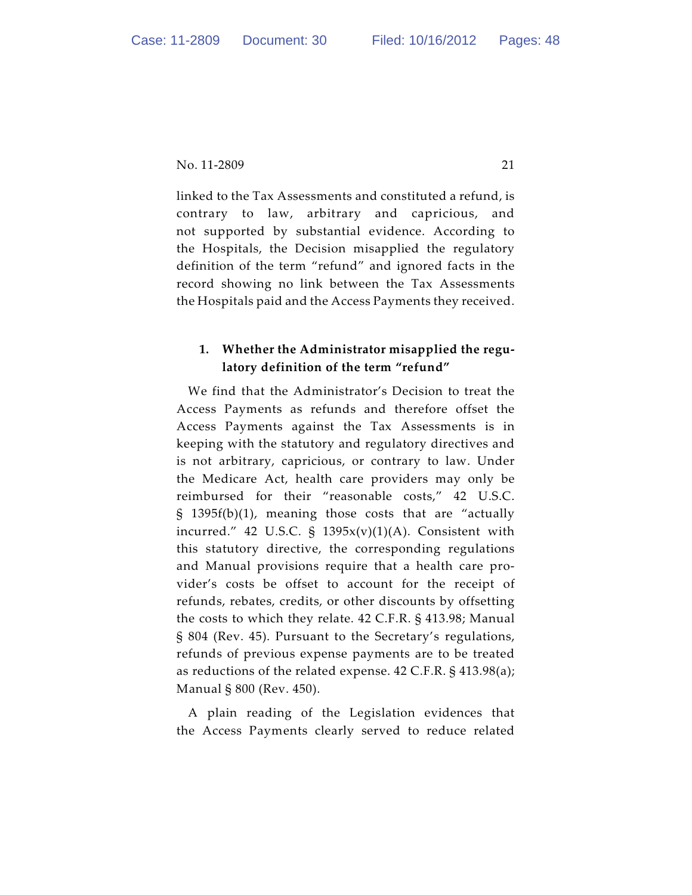linked to the Tax Assessments and constituted a refund, is contrary to law, arbitrary and capricious, and not supported by substantial evidence. According to the Hospitals, the Decision misapplied the regulatory definition of the term "refund" and ignored facts in the record showing no link between the Tax Assessments the Hospitals paid and the Access Payments they received.

**1. Whether the Administrator misapplied the regulatory definition of the term "refund"**

We find that the Administrator's Decision to treat the Access Payments as refunds and therefore offset the Access Payments against the Tax Assessments is in keeping with the statutory and regulatory directives and is not arbitrary, capricious, or contrary to law. Under the Medicare Act, health care providers may only be reimbursed for their "reasonable costs," 42 U.S.C. § 1395f(b)(1), meaning those costs that are "actually incurred." 42 U.S.C. § 1395x(v)(1)(A). Consistent with this statutory directive, the corresponding regulations and Manual provisions require that a health care provider's costs be offset to account for the receipt of refunds, rebates, credits, or other discounts by offsetting the costs to which they relate. 42 C.F.R. § 413.98; Manual § 804 (Rev. 45). Pursuant to the Secretary's regulations, refunds of previous expense payments are to be treated as reductions of the related expense. 42 C.F.R. § 413.98(a); Manual § 800 (Rev. 450).

A plain reading of the Legislation evidences that the Access Payments clearly served to reduce related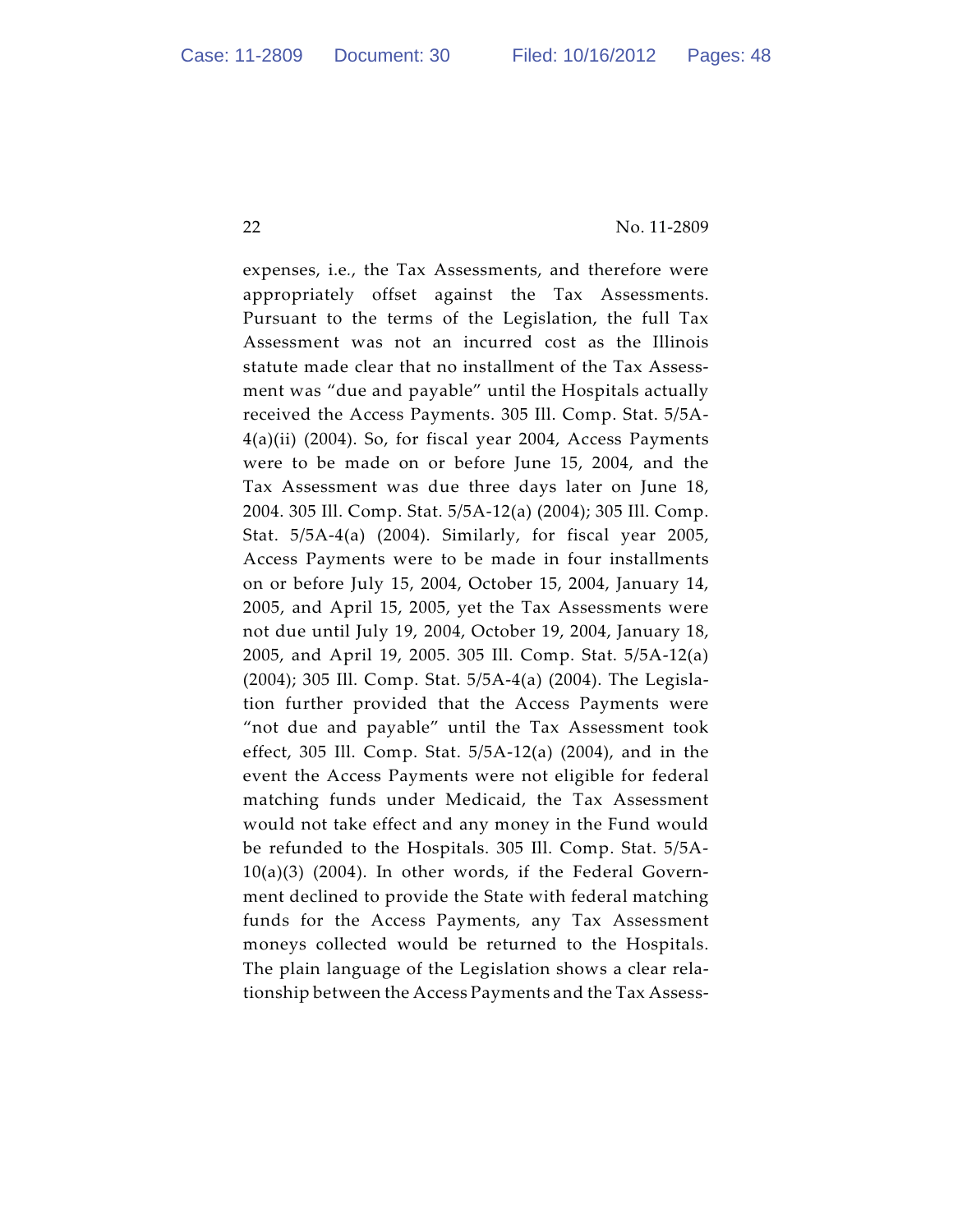expenses, i.e., the Tax Assessments, and therefore were appropriately offset against the Tax Assessments. Pursuant to the terms of the Legislation, the full Tax Assessment was not an incurred cost as the Illinois statute made clear that no installment of the Tax Assessment was "due and payable" until the Hospitals actually received the Access Payments. 305 Ill. Comp. Stat. 5/5A-4(a)(ii) (2004). So, for fiscal year 2004, Access Payments were to be made on or before June 15, 2004, and the Tax Assessment was due three days later on June 18, 2004. 305 Ill. Comp. Stat. 5/5A-12(a) (2004); 305 Ill. Comp. Stat. 5/5A-4(a) (2004). Similarly, for fiscal year 2005, Access Payments were to be made in four installments on or before July 15, 2004, October 15, 2004, January 14, 2005, and April 15, 2005, yet the Tax Assessments were not due until July 19, 2004, October 19, 2004, January 18, 2005, and April 19, 2005. 305 Ill. Comp. Stat. 5/5A-12(a) (2004); 305 Ill. Comp. Stat. 5/5A-4(a) (2004). The Legislation further provided that the Access Payments were "not due and payable" until the Tax Assessment took effect, 305 Ill. Comp. Stat. 5/5A-12(a) (2004), and in the event the Access Payments were not eligible for federal matching funds under Medicaid, the Tax Assessment would not take effect and any money in the Fund would be refunded to the Hospitals. 305 Ill. Comp. Stat. 5/5A-10(a)(3) (2004). In other words, if the Federal Government declined to provide the State with federal matching funds for the Access Payments, any Tax Assessment moneys collected would be returned to the Hospitals. The plain language of the Legislation shows a clear relationship between the Access Payments and the Tax Assess-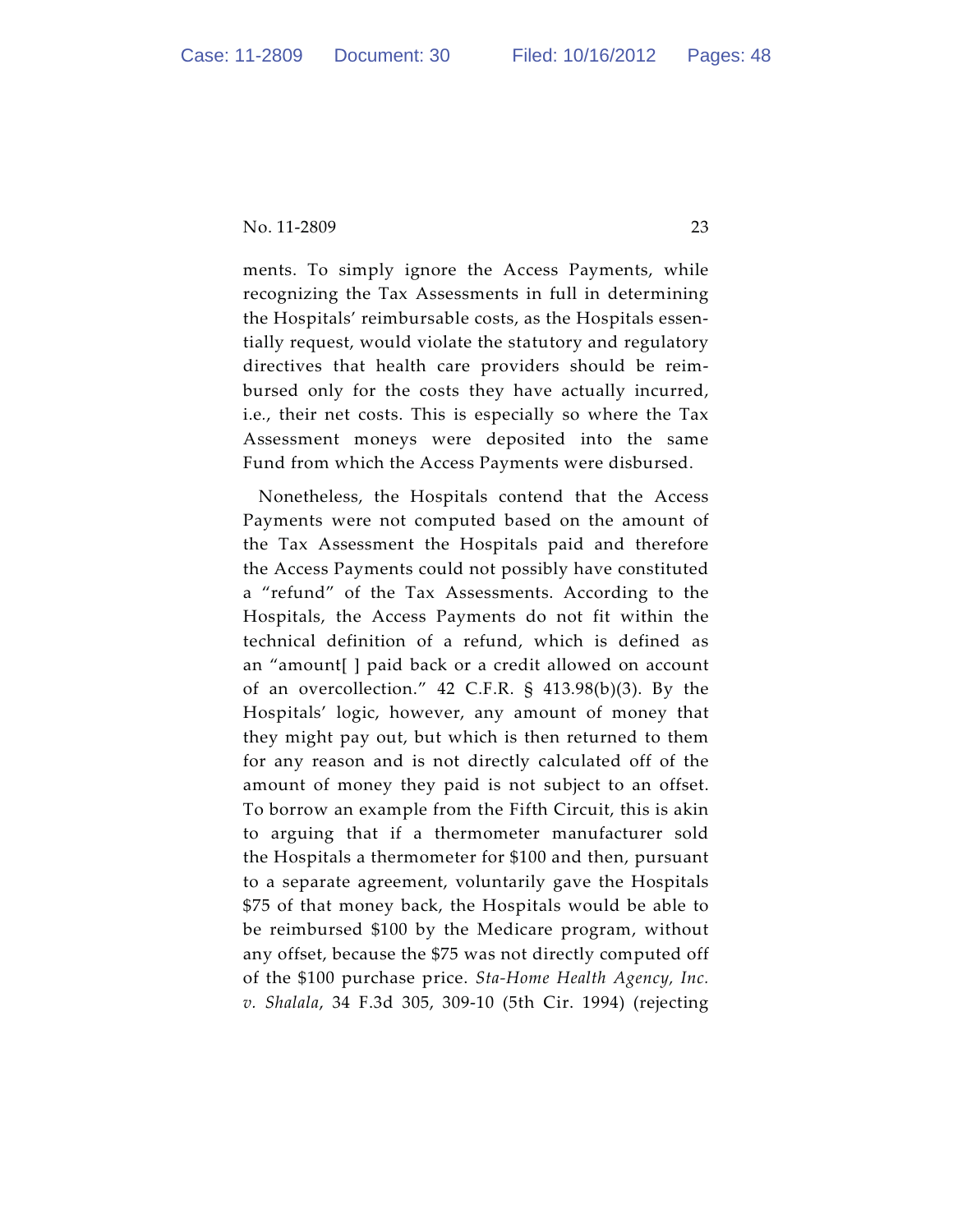ments. To simply ignore the Access Payments, while recognizing the Tax Assessments in full in determining the Hospitals' reimbursable costs, as the Hospitals essentially request, would violate the statutory and regulatory directives that health care providers should be reimbursed only for the costs they have actually incurred, i.e., their net costs. This is especially so where the Tax Assessment moneys were deposited into the same Fund from which the Access Payments were disbursed.

Nonetheless, the Hospitals contend that the Access Payments were not computed based on the amount of the Tax Assessment the Hospitals paid and therefore the Access Payments could not possibly have constituted a "refund" of the Tax Assessments. According to the Hospitals, the Access Payments do not fit within the technical definition of a refund, which is defined as an "amount[ ] paid back or a credit allowed on account of an overcollection." 42 C.F.R. § 413.98(b)(3). By the Hospitals' logic, however, any amount of money that they might pay out, but which is then returned to them for any reason and is not directly calculated off of the amount of money they paid is not subject to an offset. To borrow an example from the Fifth Circuit, this is akin to arguing that if a thermometer manufacturer sold the Hospitals a thermometer for $100 and then, pursuant to a separate agreement, voluntarily gave the Hospitals $75 of that money back, the Hospitals would be able to be reimbursed $100 by the Medicare program, without any offset, because the $75 was not directly computed off of the $100 purchase price. *Sta-Home Health Agency, Inc. v. Shalala*, 34 F.3d 305, 309-10 (5th Cir. 1994) (rejecting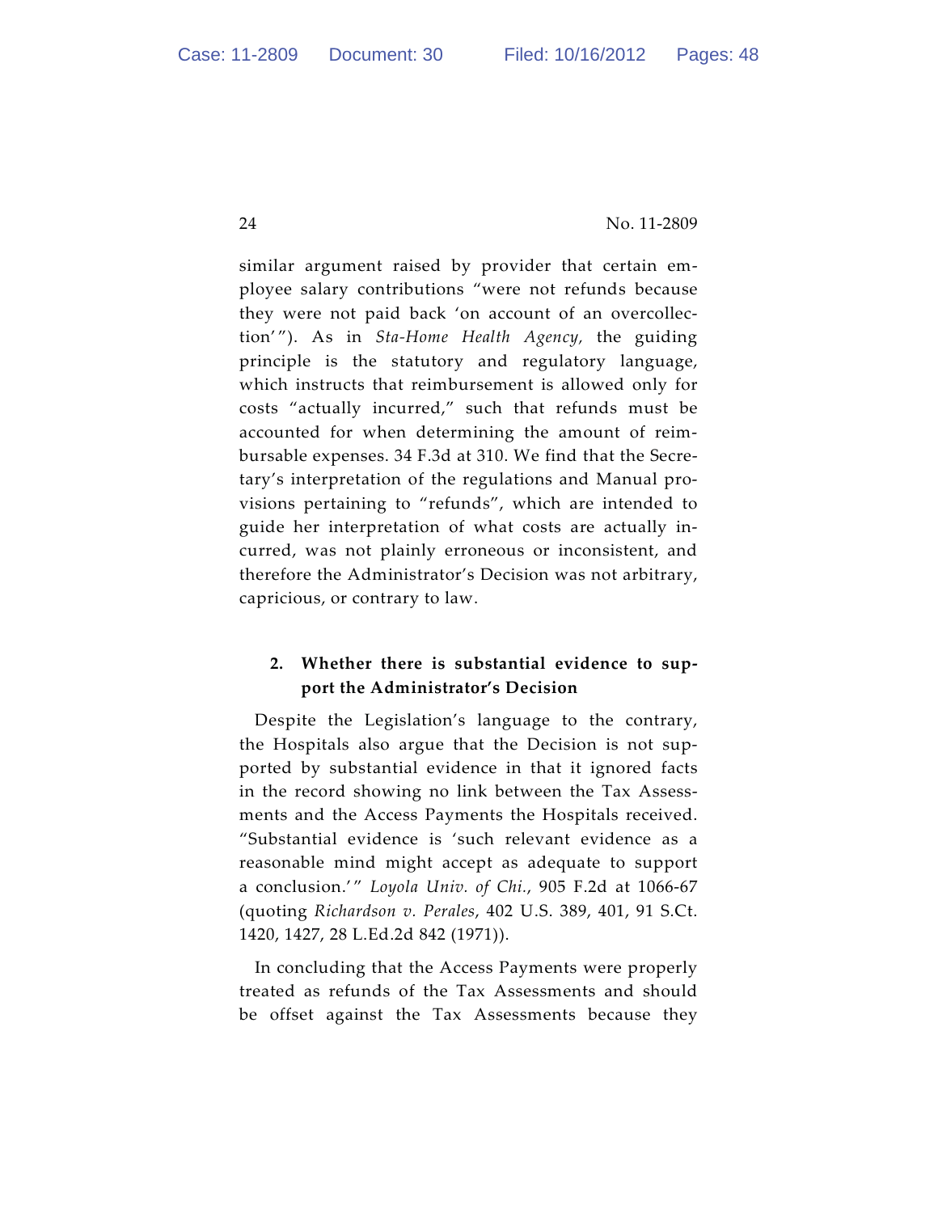similar argument raised by provider that certain employee salary contributions "were not refunds because they were not paid back 'on account of an overcollection'"). As in *Sta-Home Health Agency,* the guiding principle is the statutory and regulatory language, which instructs that reimbursement is allowed only for costs "actually incurred," such that refunds must be accounted for when determining the amount of reimbursable expenses. 34 F.3d at 310. We find that the Secretary's interpretation of the regulations and Manual provisions pertaining to "refunds", which are intended to guide her interpretation of what costs are actually incurred, was not plainly erroneous or inconsistent, and therefore the Administrator's Decision was not arbitrary, capricious, or contrary to law.

**2. Whether there is substantial evidence to support the Administrator's Decision**

Despite the Legislation's language to the contrary, the Hospitals also argue that the Decision is not supported by substantial evidence in that it ignored facts in the record showing no link between the Tax Assessments and the Access Payments the Hospitals received. "Substantial evidence is 'such relevant evidence as a reasonable mind might accept as adequate to support a conclusion.'" *Loyola Univ. of Chi.*, 905 F.2d at 1066-67 (quoting *Richardson v. Perales*, 402 U.S. 389, 401, 91 S.Ct. 1420, 1427, 28 L.Ed.2d 842 (1971)).

In concluding that the Access Payments were properly treated as refunds of the Tax Assessments and should be offset against the Tax Assessments because they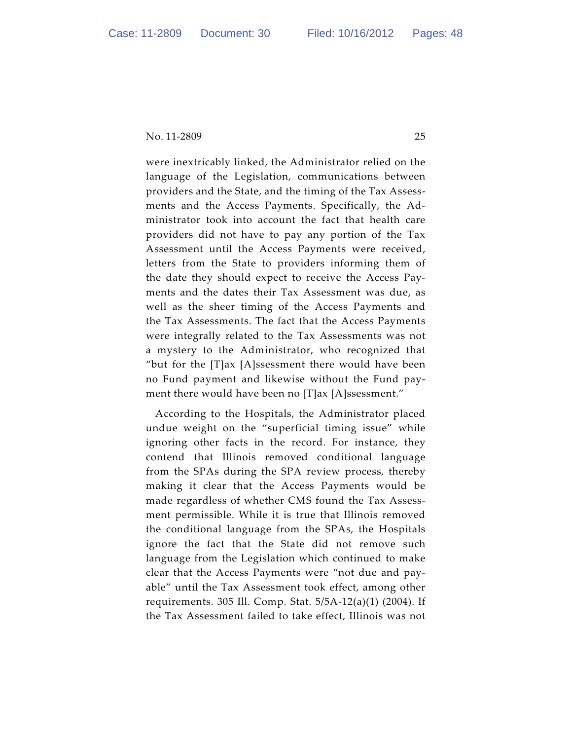were inextricably linked, the Administrator relied on the language of the Legislation, communications between providers and the State, and the timing of the Tax Assessments and the Access Payments. Specifically, the Administrator took into account the fact that health care providers did not have to pay any portion of the Tax Assessment until the Access Payments were received, letters from the State to providers informing them of the date they should expect to receive the Access Payments and the dates their Tax Assessment was due, as well as the sheer timing of the Access Payments and the Tax Assessments. The fact that the Access Payments were integrally related to the Tax Assessments was not a mystery to the Administrator, who recognized that "but for the [T]ax [A]ssessment there would have been no Fund payment and likewise without the Fund payment there would have been no [T]ax [A]ssessment."

According to the Hospitals, the Administrator placed undue weight on the "superficial timing issue" while ignoring other facts in the record. For instance, they contend that Illinois removed conditional language from the SPAs during the SPA review process, thereby making it clear that the Access Payments would be made regardless of whether CMS found the Tax Assessment permissible. While it is true that Illinois removed the conditional language from the SPAs, the Hospitals ignore the fact that the State did not remove such language from the Legislation which continued to make clear that the Access Payments were "not due and payable" until the Tax Assessment took effect, among other requirements. 305 Ill. Comp. Stat. 5/5A-12(a)(1) (2004). If the Tax Assessment failed to take effect, Illinois was not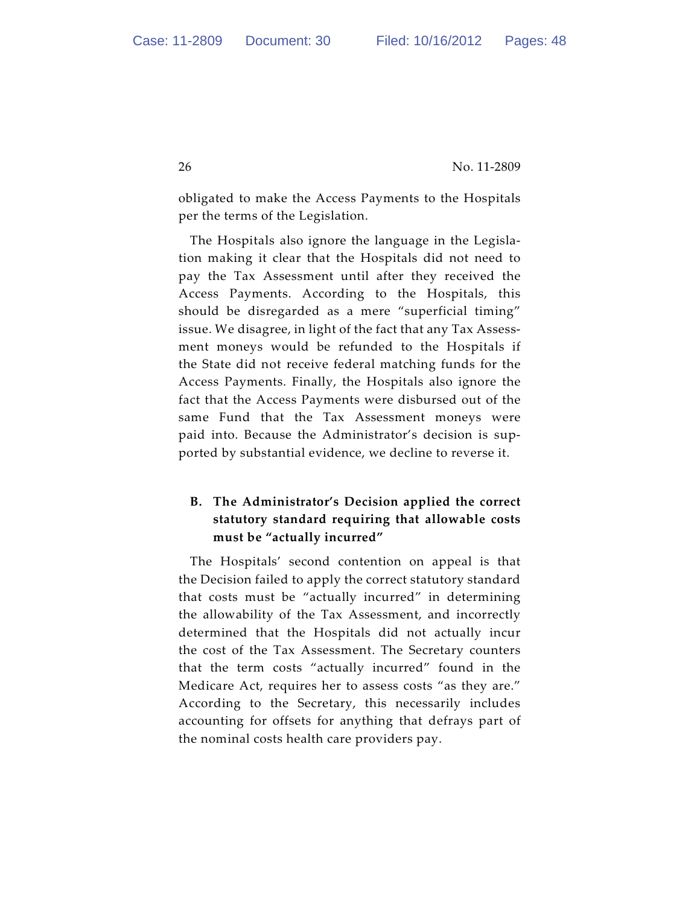obligated to make the Access Payments to the Hospitals per the terms of the Legislation.

The Hospitals also ignore the language in the Legislation making it clear that the Hospitals did not need to pay the Tax Assessment until after they received the Access Payments. According to the Hospitals, this should be disregarded as a mere "superficial timing" issue. We disagree, in light of the fact that any Tax Assessment moneys would be refunded to the Hospitals if the State did not receive federal matching funds for the Access Payments. Finally, the Hospitals also ignore the fact that the Access Payments were disbursed out of the same Fund that the Tax Assessment moneys were paid into. Because the Administrator's decision is supported by substantial evidence, we decline to reverse it.

### B. The Administrator's Decision applied the correct statutory standard requiring that allowable costs must be "actually incurred"

The Hospitals' second contention on appeal is that the Decision failed to apply the correct statutory standard that costs must be "actually incurred" in determining the allowability of the Tax Assessment, and incorrectly determined that the Hospitals did not actually incur the cost of the Tax Assessment. The Secretary counters that the term costs "actually incurred" found in the Medicare Act, requires her to assess costs "as they are." According to the Secretary, this necessarily includes accounting for offsets for anything that defrays part of the nominal costs health care providers pay.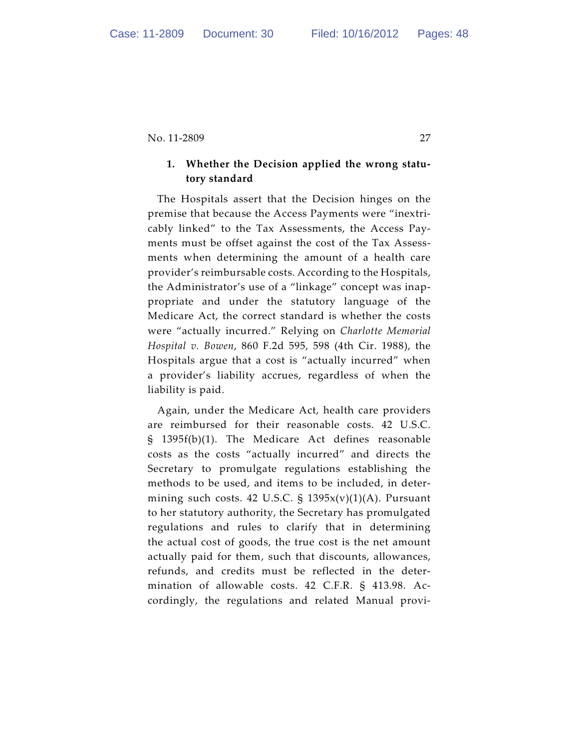### 1. Whether the Decision applied the wrong statutory standard

The Hospitals assert that the Decision hinges on the premise that because the Access Payments were "inextricably linked" to the Tax Assessments, the Access Payments must be offset against the cost of the Tax Assessments when determining the amount of a health care provider's reimbursable costs. According to the Hospitals, the Administrator's use of a "linkage" concept was inappropriate and under the statutory language of the Medicare Act, the correct standard is whether the costs were "actually incurred." Relying on *Charlotte Memorial Hospital v. Bowen*, 860 F.2d 595, 598 (4th Cir. 1988), the Hospitals argue that a cost is "actually incurred" when a provider's liability accrues, regardless of when the liability is paid.

Again, under the Medicare Act, health care providers are reimbursed for their reasonable costs. 42 U.S.C. § 1395f(b)(1). The Medicare Act defines reasonable costs as the costs "actually incurred" and directs the Secretary to promulgate regulations establishing the methods to be used, and items to be included, in determining such costs. 42 U.S.C. § 1395x(v)(1)(A). Pursuant to her statutory authority, the Secretary has promulgated regulations and rules to clarify that in determining the actual cost of goods, the true cost is the net amount actually paid for them, such that discounts, allowances, refunds, and credits must be reflected in the determination of allowable costs. 42 C.F.R. § 413.98. Accordingly, the regulations and related Manual provi-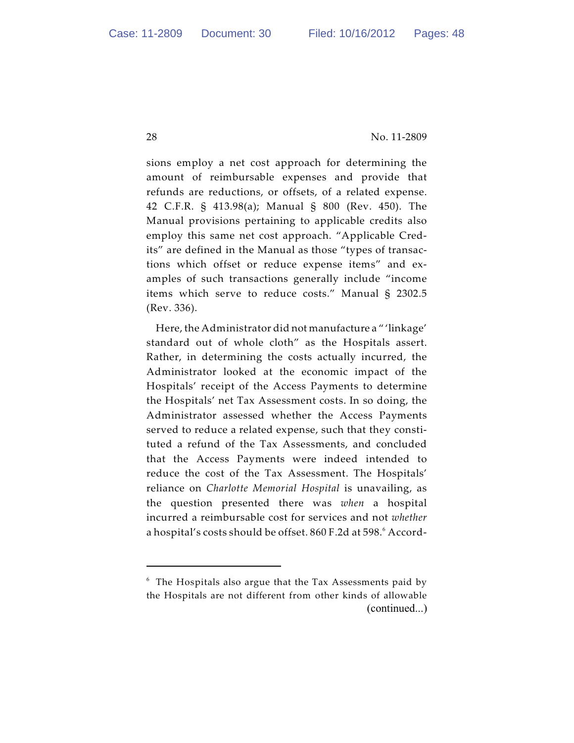sions employ a net cost approach for determining the amount of reimbursable expenses and provide that refunds are reductions, or offsets, of a related expense. 42 C.F.R. § 413.98(a); Manual § 800 (Rev. 450). The Manual provisions pertaining to applicable credits also employ this same net cost approach. "Applicable Credits" are defined in the Manual as those "types of transactions which offset or reduce expense items" and examples of such transactions generally include "income items which serve to reduce costs." Manual § 2302.5 (Rev. 336).

Here, the Administrator did not manufacture a "'linkage' standard out of whole cloth" as the Hospitals assert. Rather, in determining the costs actually incurred, the Administrator looked at the economic impact of the Hospitals' receipt of the Access Payments to determine the Hospitals' net Tax Assessment costs. In so doing, the Administrator assessed whether the Access Payments served to reduce a related expense, such that they constituted a refund of the Tax Assessments, and concluded that the Access Payments were indeed intended to reduce the cost of the Tax Assessment. The Hospitals' reliance on *Charlotte Memorial Hospital* is unavailing, as the question presented there was *when* a hospital incurred a reimbursable cost for services and not *whether* a hospital's costs should be offset. 860 F.2d at 598.[6] Accord-

---

[6] The Hospitals also argue that the Tax Assessments paid by the Hospitals are not different from other kinds of allowable (continued...)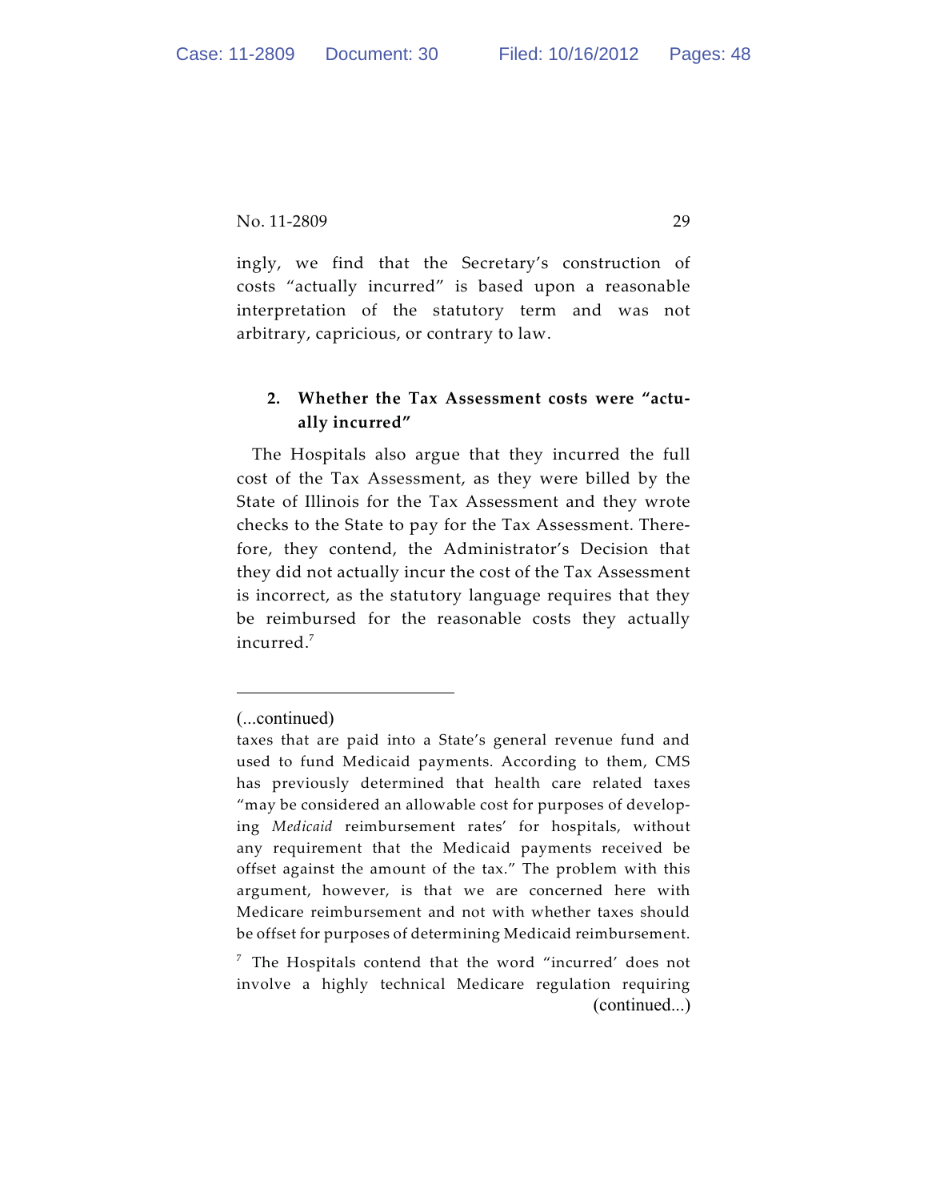ingly, we find that the Secretary's construction of costs "actually incurred" is based upon a reasonable interpretation of the statutory term and was not arbitrary, capricious, or contrary to law.

### 2. Whether the Tax Assessment costs were "actually incurred"

The Hospitals also argue that they incurred the full cost of the Tax Assessment, as they were billed by the State of Illinois for the Tax Assessment and they wrote checks to the State to pay for the Tax Assessment. Therefore, they contend, the Administrator's Decision that they did not actually incur the cost of the Tax Assessment is incorrect, as the statutory language requires that they be reimbursed for the reasonable costs they actually incurred.[7]

---

(...continued)

taxes that are paid into a State's general revenue fund and used to fund Medicaid payments. According to them, CMS has previously determined that health care related taxes "may be considered an allowable cost for purposes of developing *Medicaid* reimbursement rates' for hospitals, without any requirement that the Medicaid payments received be offset against the amount of the tax." The problem with this argument, however, is that we are concerned here with Medicare reimbursement and not with whether taxes should be offset for purposes of determining Medicaid reimbursement.

[7] The Hospitals contend that the word "incurred' does not involve a highly technical Medicare regulation requiring (continued...)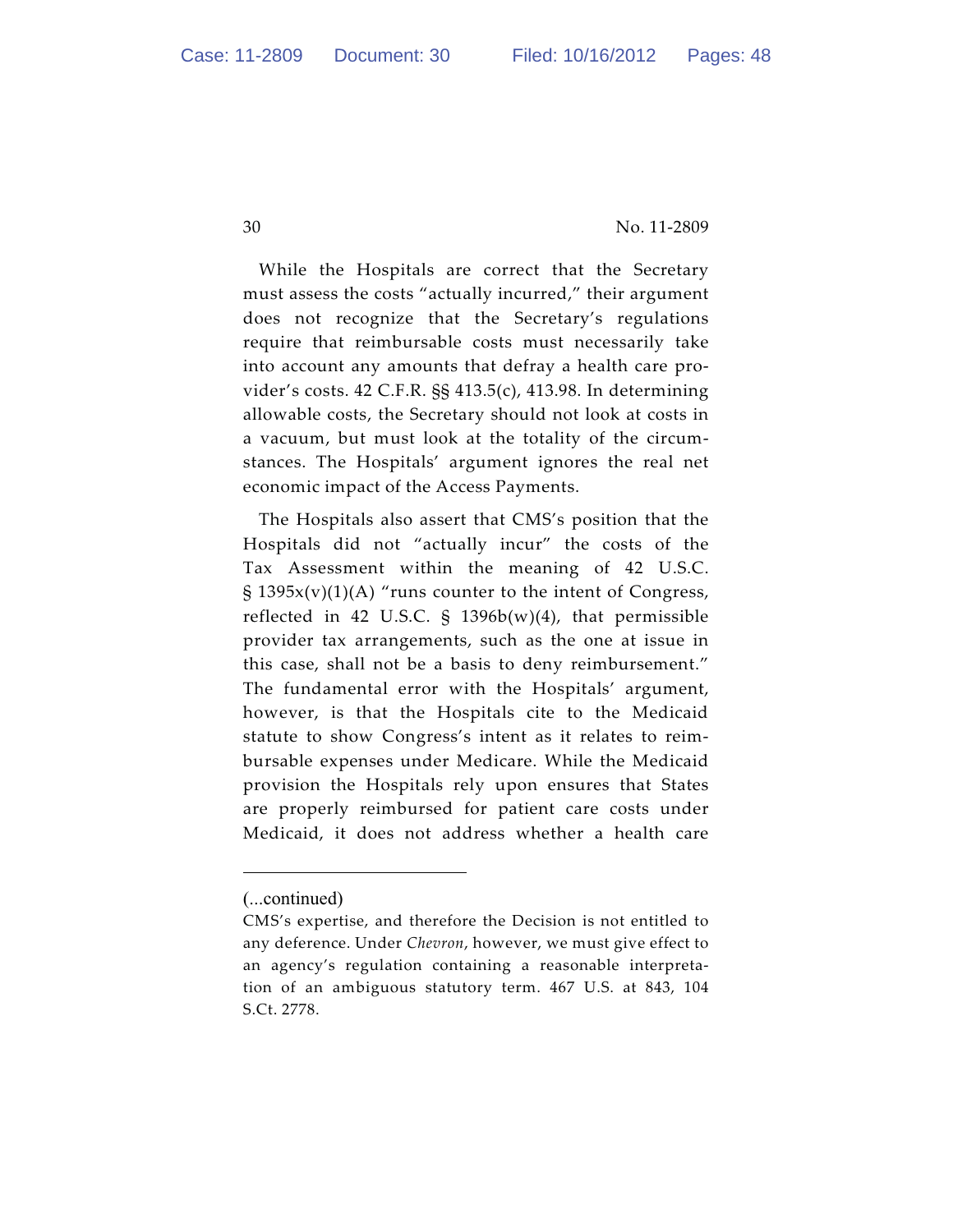While the Hospitals are correct that the Secretary must assess the costs "actually incurred," their argument does not recognize that the Secretary's regulations require that reimbursable costs must necessarily take into account any amounts that defray a health care provider's costs. 42 C.F.R. §§ 413.5(c), 413.98. In determining allowable costs, the Secretary should not look at costs in a vacuum, but must look at the totality of the circumstances. The Hospitals' argument ignores the real net economic impact of the Access Payments.

The Hospitals also assert that CMS's position that the Hospitals did not "actually incur" the costs of the Tax Assessment within the meaning of 42 U.S.C. § 1395x(v)(1)(A) "runs counter to the intent of Congress, reflected in 42 U.S.C. § 1396b(w)(4), that permissible provider tax arrangements, such as the one at issue in this case, shall not be a basis to deny reimbursement." The fundamental error with the Hospitals' argument, however, is that the Hospitals cite to the Medicaid statute to show Congress's intent as it relates to reimbursable expenses under Medicare. While the Medicaid provision the Hospitals rely upon ensures that States are properly reimbursed for patient care costs under Medicaid, it does not address whether a health care

---

(...continued)

CMS's expertise, and therefore the Decision is not entitled to any deference. Under *Chevron*, however, we must give effect to an agency's regulation containing a reasonable interpretation of an ambiguous statutory term. 467 U.S. at 843, 104 S.Ct. 2778.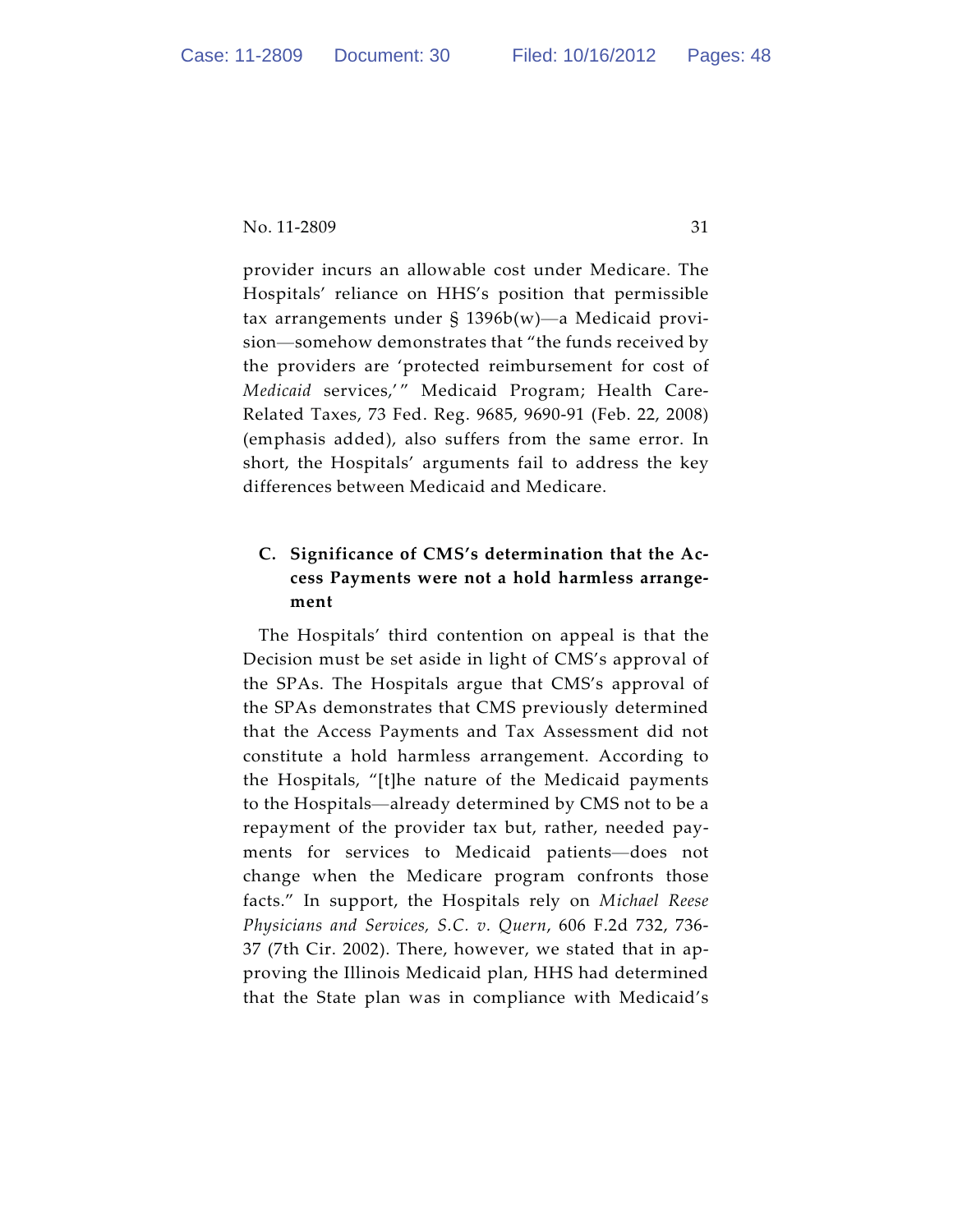provider incurs an allowable cost under Medicare. The Hospitals' reliance on HHS's position that permissible tax arrangements under § 1396b(w)—a Medicaid provision—somehow demonstrates that "the funds received by the providers are 'protected reimbursement for cost of *Medicaid* services,'" Medicaid Program; Health Care-Related Taxes, 73 Fed. Reg. 9685, 9690-91 (Feb. 22, 2008) (emphasis added), also suffers from the same error. In short, the Hospitals' arguments fail to address the key differences between Medicaid and Medicare.

### C. Significance of CMS's determination that the Access Payments were not a hold harmless arrangement

The Hospitals' third contention on appeal is that the Decision must be set aside in light of CMS's approval of the SPAs. The Hospitals argue that CMS's approval of the SPAs demonstrates that CMS previously determined that the Access Payments and Tax Assessment did not constitute a hold harmless arrangement. According to the Hospitals, "[t]he nature of the Medicaid payments to the Hospitals—already determined by CMS not to be a repayment of the provider tax but, rather, needed payments for services to Medicaid patients—does not change when the Medicare program confronts those facts." In support, the Hospitals rely on *Michael Reese Physicians and Services, S.C. v. Quern*, 606 F.2d 732, 736-37 (7th Cir. 2002). There, however, we stated that in approving the Illinois Medicaid plan, HHS had determined that the State plan was in compliance with Medicaid's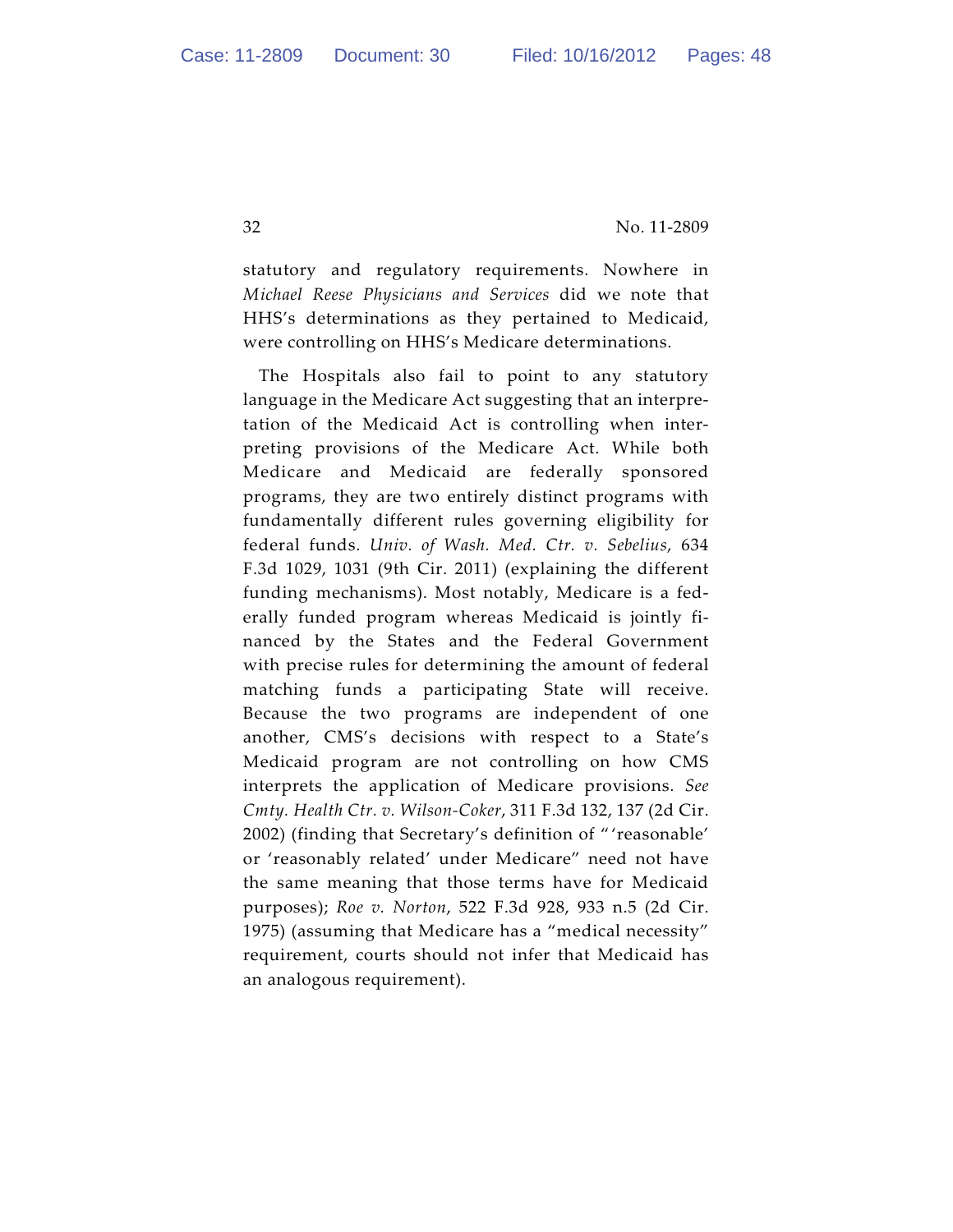statutory and regulatory requirements. Nowhere in *Michael Reese Physicians and Services* did we note that HHS's determinations as they pertained to Medicaid, were controlling on HHS's Medicare determinations.

The Hospitals also fail to point to any statutory language in the Medicare Act suggesting that an interpretation of the Medicaid Act is controlling when interpreting provisions of the Medicare Act. While both Medicare and Medicaid are federally sponsored programs, they are two entirely distinct programs with fundamentally different rules governing eligibility for federal funds. *Univ. of Wash. Med. Ctr. v. Sebelius*, 634 F.3d 1029, 1031 (9th Cir. 2011) (explaining the different funding mechanisms). Most notably, Medicare is a federally funded program whereas Medicaid is jointly financed by the States and the Federal Government with precise rules for determining the amount of federal matching funds a participating State will receive. Because the two programs are independent of one another, CMS's decisions with respect to a State's Medicaid program are not controlling on how CMS interprets the application of Medicare provisions. *See Cmty. Health Ctr. v. Wilson-Coker*, 311 F.3d 132, 137 (2d Cir. 2002) (finding that Secretary's definition of "'reasonable' or 'reasonably related' under Medicare" need not have the same meaning that those terms have for Medicaid purposes); *Roe v. Norton*, 522 F.3d 928, 933 n.5 (2d Cir. 1975) (assuming that Medicare has a "medical necessity" requirement, courts should not infer that Medicaid has an analogous requirement).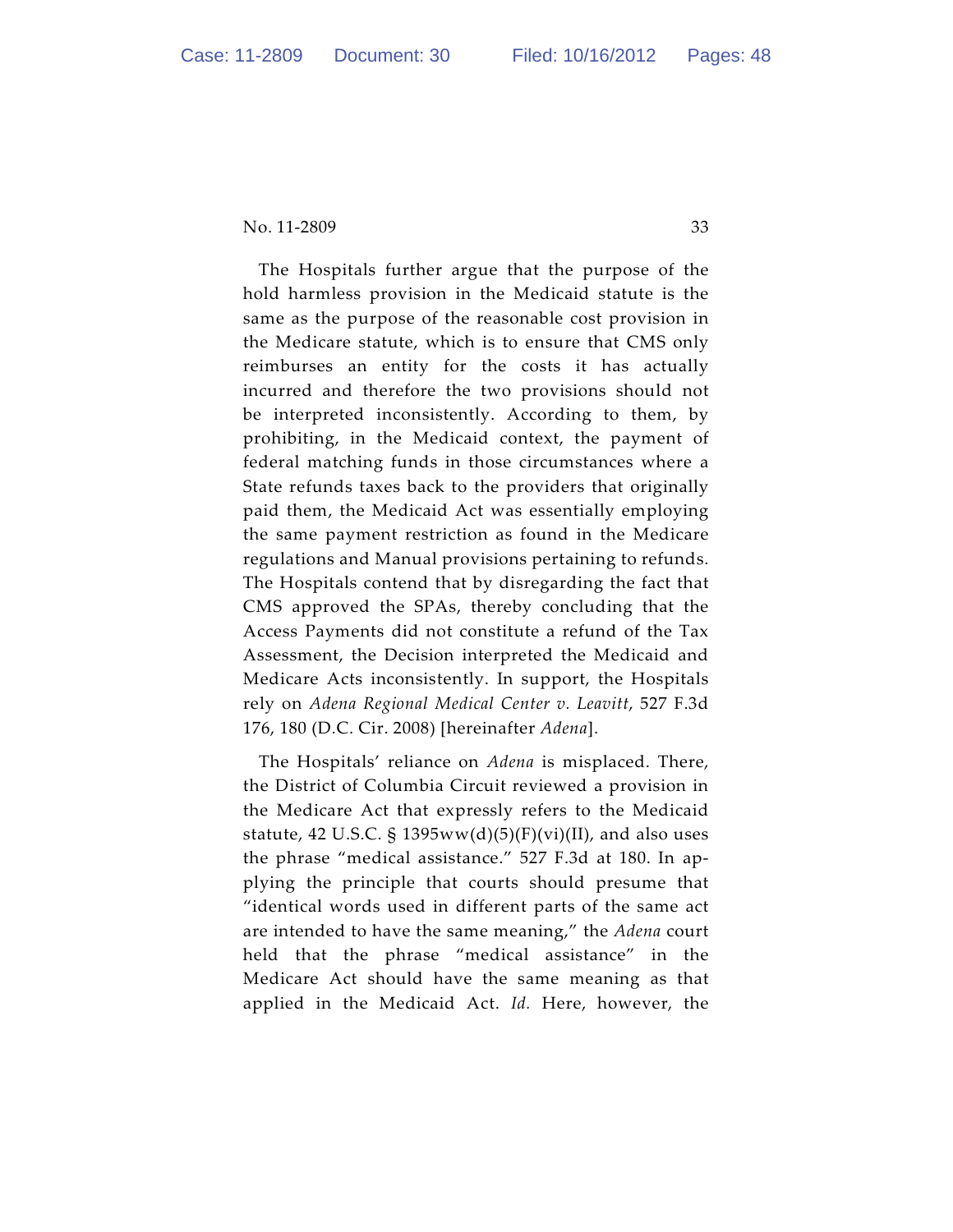The Hospitals further argue that the purpose of the hold harmless provision in the Medicaid statute is the same as the purpose of the reasonable cost provision in the Medicare statute, which is to ensure that CMS only reimburses an entity for the costs it has actually incurred and therefore the two provisions should not be interpreted inconsistently. According to them, by prohibiting, in the Medicaid context, the payment of federal matching funds in those circumstances where a State refunds taxes back to the providers that originally paid them, the Medicaid Act was essentially employing the same payment restriction as found in the Medicare regulations and Manual provisions pertaining to refunds. The Hospitals contend that by disregarding the fact that CMS approved the SPAs, thereby concluding that the Access Payments did not constitute a refund of the Tax Assessment, the Decision interpreted the Medicaid and Medicare Acts inconsistently. In support, the Hospitals rely on *Adena Regional Medical Center v. Leavitt*, 527 F.3d 176, 180 (D.C. Cir. 2008) [hereinafter *Adena*].

The Hospitals' reliance on *Adena* is misplaced. There, the District of Columbia Circuit reviewed a provision in the Medicare Act that expressly refers to the Medicaid statute, 42 U.S.C. § 1395ww(d)(5)(F)(vi)(II), and also uses the phrase "medical assistance." 527 F.3d at 180. In applying the principle that courts should presume that "identical words used in different parts of the same act are intended to have the same meaning," the *Adena* court held that the phrase "medical assistance" in the Medicare Act should have the same meaning as that applied in the Medicaid Act. *Id.* Here, however, the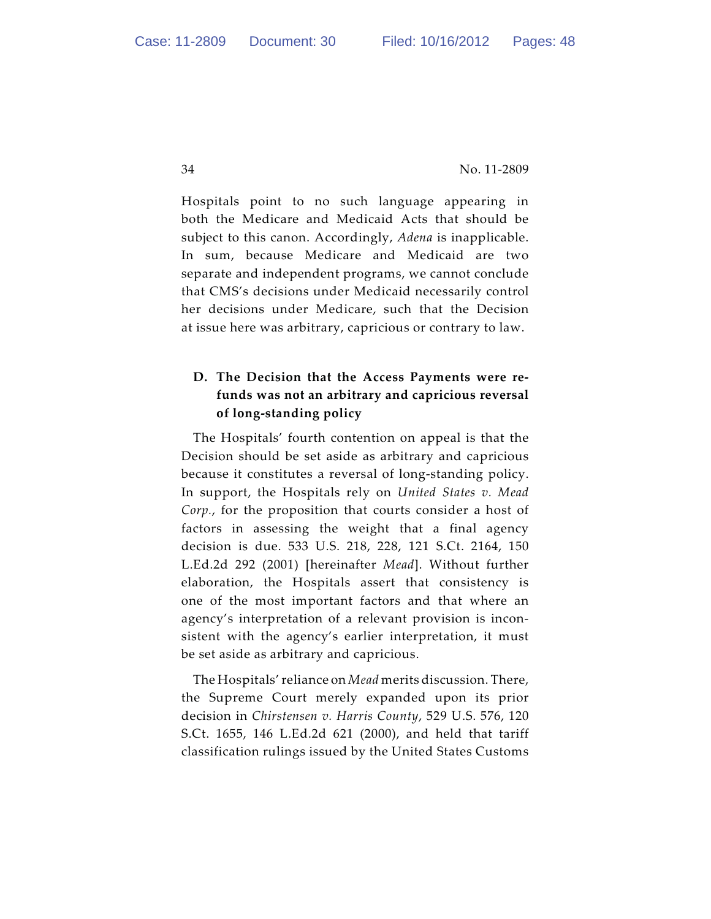Hospitals point to no such language appearing in both the Medicare and Medicaid Acts that should be subject to this canon. Accordingly, *Adena* is inapplicable. In sum, because Medicare and Medicaid are two separate and independent programs, we cannot conclude that CMS's decisions under Medicaid necessarily control her decisions under Medicare, such that the Decision at issue here was arbitrary, capricious or contrary to law.

### D. The Decision that the Access Payments were refunds was not an arbitrary and capricious reversal of long-standing policy

The Hospitals' fourth contention on appeal is that the Decision should be set aside as arbitrary and capricious because it constitutes a reversal of long-standing policy. In support, the Hospitals rely on *United States v. Mead Corp.*, for the proposition that courts consider a host of factors in assessing the weight that a final agency decision is due. 533 U.S. 218, 228, 121 S.Ct. 2164, 150 L.Ed.2d 292 (2001) [hereinafter *Mead*]. Without further elaboration, the Hospitals assert that consistency is one of the most important factors and that where an agency's interpretation of a relevant provision is inconsistent with the agency's earlier interpretation, it must be set aside as arbitrary and capricious.

The Hospitals' reliance on *Mead* merits discussion. There, the Supreme Court merely expanded upon its prior decision in *Chirstensen v. Harris County*, 529 U.S. 576, 120 S.Ct. 1655, 146 L.Ed.2d 621 (2000), and held that tariff classification rulings issued by the United States Customs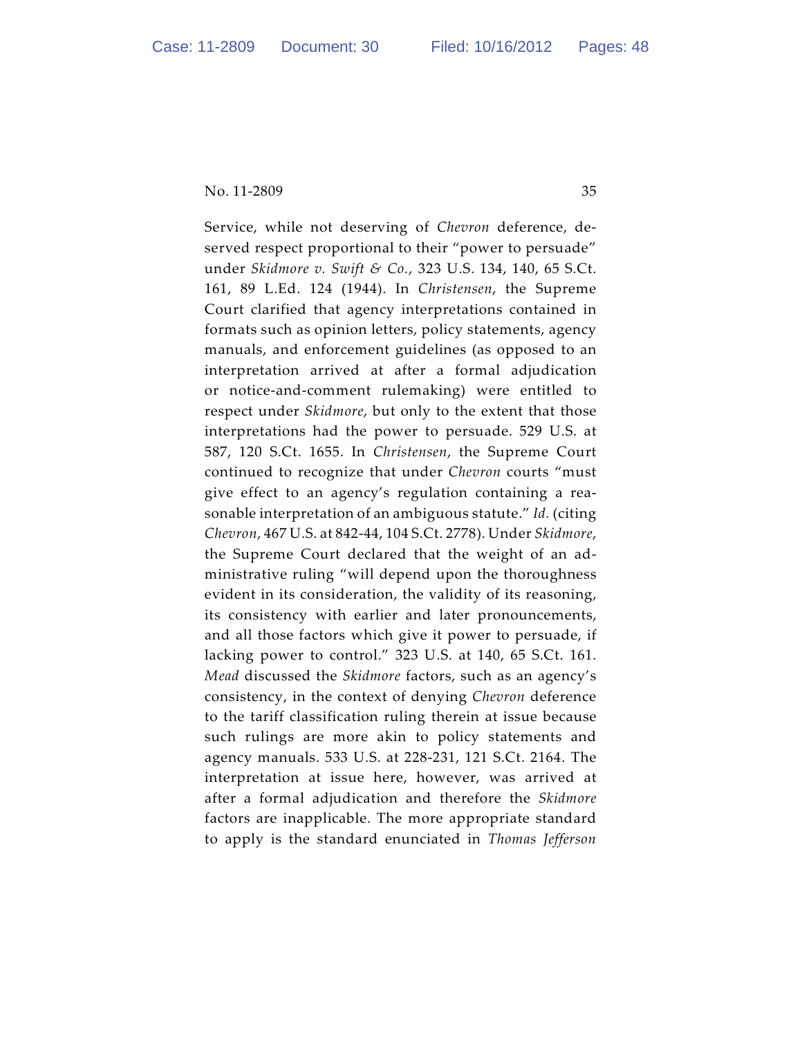Service, while not deserving of *Chevron* deference, deserved respect proportional to their "power to persuade" under *Skidmore v. Swift & Co.*, 323 U.S. 134, 140, 65 S.Ct. 161, 89 L.Ed. 124 (1944). In *Christensen*, the Supreme Court clarified that agency interpretations contained in formats such as opinion letters, policy statements, agency manuals, and enforcement guidelines (as opposed to an interpretation arrived at after a formal adjudication or notice-and-comment rulemaking) were entitled to respect under *Skidmore*, but only to the extent that those interpretations had the power to persuade. 529 U.S. at 587, 120 S.Ct. 1655. In *Christensen*, the Supreme Court continued to recognize that under *Chevron* courts "must give effect to an agency's regulation containing a reasonable interpretation of an ambiguous statute." *Id.* (citing *Chevron*, 467 U.S. at 842-44, 104 S.Ct. 2778). Under *Skidmore*, the Supreme Court declared that the weight of an administrative ruling "will depend upon the thoroughness evident in its consideration, the validity of its reasoning, its consistency with earlier and later pronouncements, and all those factors which give it power to persuade, if lacking power to control." 323 U.S. at 140, 65 S.Ct. 161. *Mead* discussed the *Skidmore* factors, such as an agency's consistency, in the context of denying *Chevron* deference to the tariff classification ruling therein at issue because such rulings are more akin to policy statements and agency manuals. 533 U.S. at 228-231, 121 S.Ct. 2164. The interpretation at issue here, however, was arrived at after a formal adjudication and therefore the *Skidmore* factors are inapplicable. The more appropriate standard to apply is the standard enunciated in *Thomas Jefferson*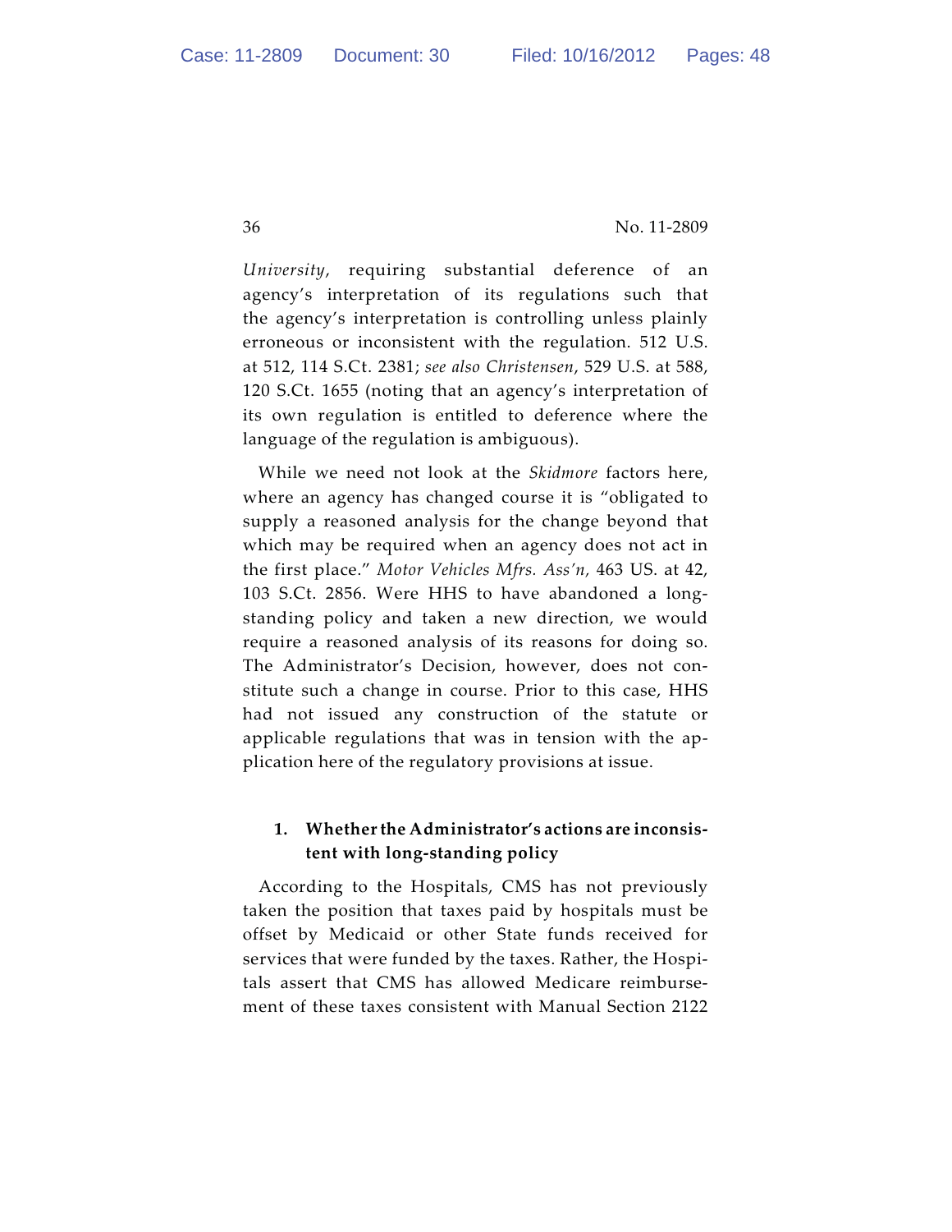*University*, requiring substantial deference of an agency's interpretation of its regulations such that the agency's interpretation is controlling unless plainly erroneous or inconsistent with the regulation. 512 U.S. at 512, 114 S.Ct. 2381; *see also Christensen*, 529 U.S. at 588, 120 S.Ct. 1655 (noting that an agency's interpretation of its own regulation is entitled to deference where the language of the regulation is ambiguous).

While we need not look at the *Skidmore* factors here, where an agency has changed course it is "obligated to supply a reasoned analysis for the change beyond that which may be required when an agency does not act in the first place." *Motor Vehicles Mfrs. Ass'n*, 463 US. at 42, 103 S.Ct. 2856. Were HHS to have abandoned a long-standing policy and taken a new direction, we would require a reasoned analysis of its reasons for doing so. The Administrator's Decision, however, does not constitute such a change in course. Prior to this case, HHS had not issued any construction of the statute or applicable regulations that was in tension with the application here of the regulatory provisions at issue.

**1. Whether the Administrator's actions are inconsistent with long-standing policy**

According to the Hospitals, CMS has not previously taken the position that taxes paid by hospitals must be offset by Medicaid or other State funds received for services that were funded by the taxes. Rather, the Hospitals assert that CMS has allowed Medicare reimbursement of these taxes consistent with Manual Section 2122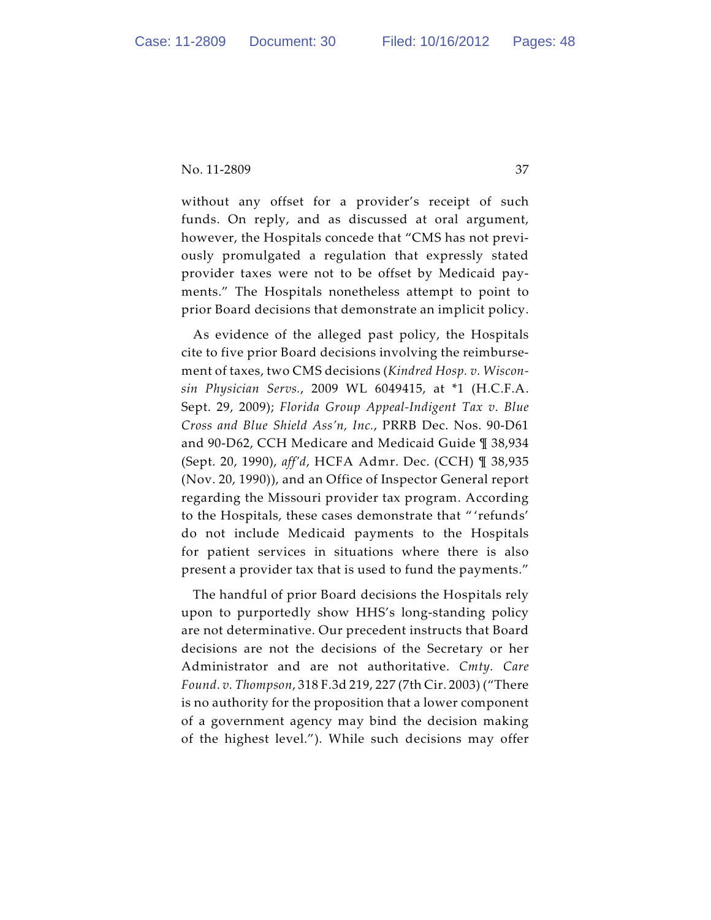without any offset for a provider's receipt of such funds. On reply, and as discussed at oral argument, however, the Hospitals concede that "CMS has not previously promulgated a regulation that expressly stated provider taxes were not to be offset by Medicaid payments." The Hospitals nonetheless attempt to point to prior Board decisions that demonstrate an implicit policy.

As evidence of the alleged past policy, the Hospitals cite to five prior Board decisions involving the reimbursement of taxes, two CMS decisions (*Kindred Hosp. v. Wisconsin Physician Servs.*, 2009 WL 6049415, at *1 (H.C.F.A. Sept. 29, 2009); *Florida Group Appeal-Indigent Tax v. Blue Cross and Blue Shield Ass'n, Inc.*, PRRB Dec. Nos. 90-D61 and 90-D62, CCH Medicare and Medicaid Guide ¶ 38,934 (Sept. 20, 1990), *aff'd*, HCFA Admr. Dec. (CCH) ¶ 38,935 (Nov. 20, 1990)), and an Office of Inspector General report regarding the Missouri provider tax program. According to the Hospitals, these cases demonstrate that "'refunds' do not include Medicaid payments to the Hospitals for patient services in situations where there is also present a provider tax that is used to fund the payments."

The handful of prior Board decisions the Hospitals rely upon to purportedly show HHS's long-standing policy are not determinative. Our precedent instructs that Board decisions are not the decisions of the Secretary or her Administrator and are not authoritative. *Cmty. Care Found. v. Thompson*, 318 F.3d 219, 227 (7th Cir. 2003) ("There is no authority for the proposition that a lower component of a government agency may bind the decision making of the highest level."). While such decisions may offer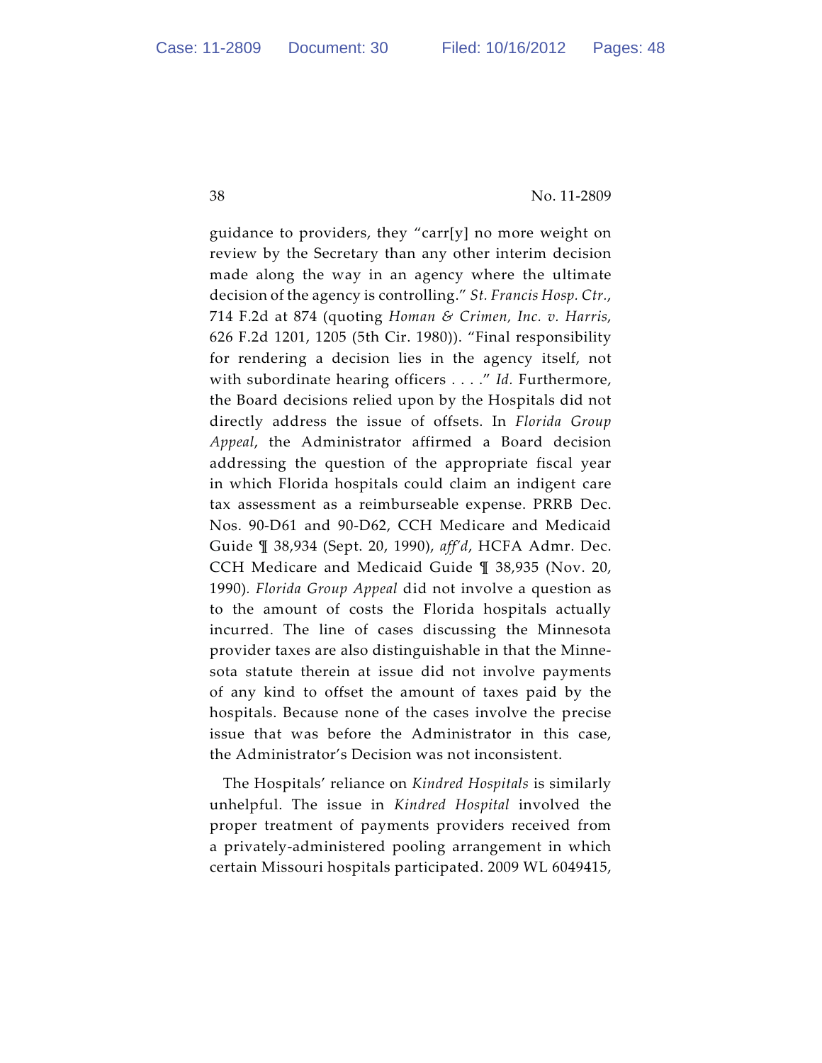guidance to providers, they "carr[y] no more weight on review by the Secretary than any other interim decision made along the way in an agency where the ultimate decision of the agency is controlling." *St. Francis Hosp. Ctr.*, 714 F.2d at 874 (quoting *Homan & Crimen, Inc. v. Harris*, 626 F.2d 1201, 1205 (5th Cir. 1980)). "Final responsibility for rendering a decision lies in the agency itself, not with subordinate hearing officers . . . ." *Id.* Furthermore, the Board decisions relied upon by the Hospitals did not directly address the issue of offsets. In *Florida Group Appeal*, the Administrator affirmed a Board decision addressing the question of the appropriate fiscal year in which Florida hospitals could claim an indigent care tax assessment as a reimburseable expense. PRRB Dec. Nos. 90-D61 and 90-D62, CCH Medicare and Medicaid Guide ¶ 38,934 (Sept. 20, 1990), *aff'd*, HCFA Admr. Dec. CCH Medicare and Medicaid Guide ¶ 38,935 (Nov. 20, 1990). *Florida Group Appeal* did not involve a question as to the amount of costs the Florida hospitals actually incurred. The line of cases discussing the Minnesota provider taxes are also distinguishable in that the Minnesota statute therein at issue did not involve payments of any kind to offset the amount of taxes paid by the hospitals. Because none of the cases involve the precise issue that was before the Administrator in this case, the Administrator's Decision was not inconsistent.

The Hospitals' reliance on *Kindred Hospitals* is similarly unhelpful. The issue in *Kindred Hospital* involved the proper treatment of payments providers received from a privately-administered pooling arrangement in which certain Missouri hospitals participated. 2009 WL 6049415,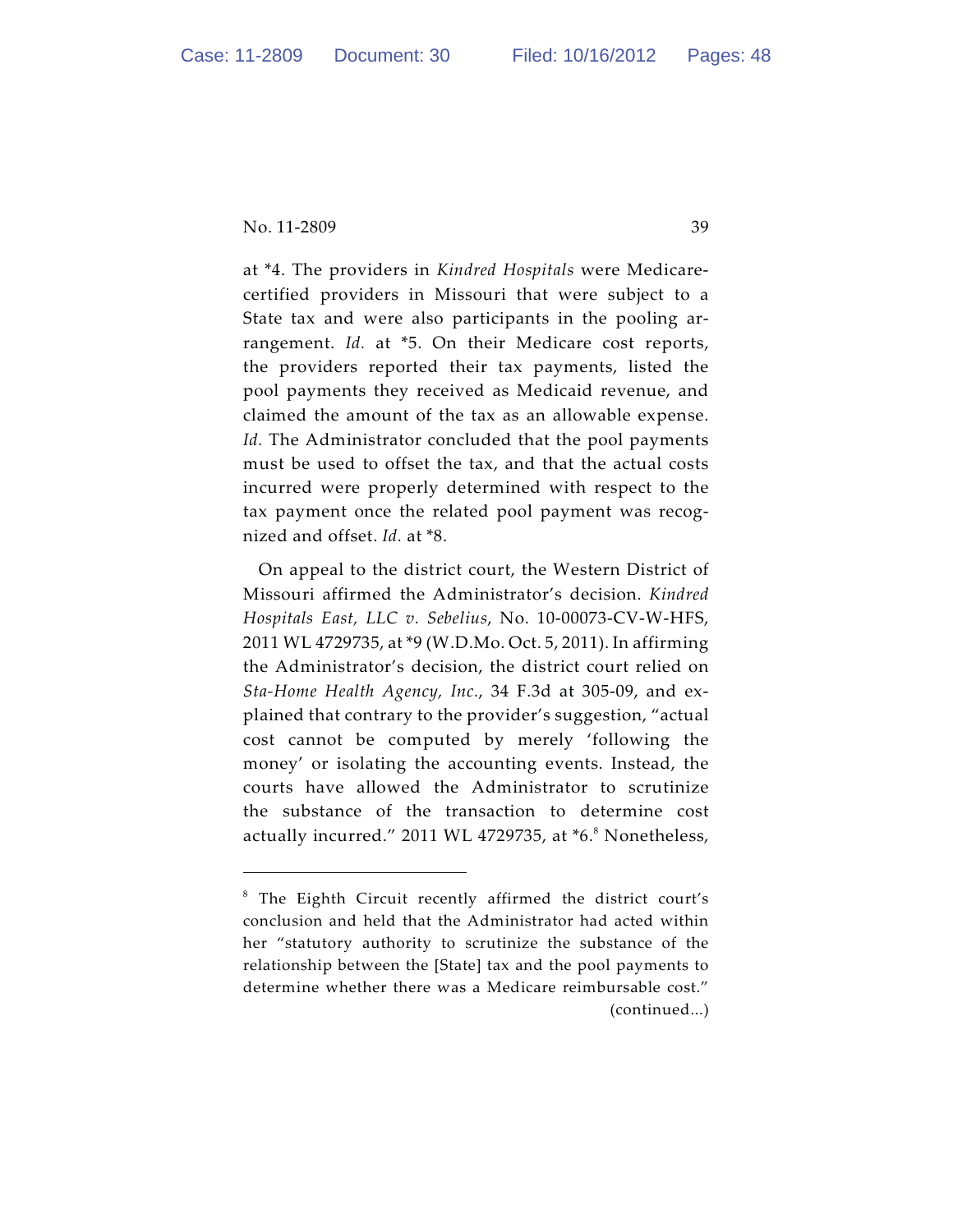at *4. The providers in *Kindred Hospitals* were Medicare-certified providers in Missouri that were subject to a State tax and were also participants in the pooling arrangement. *Id.* at *5. On their Medicare cost reports, the providers reported their tax payments, listed the pool payments they received as Medicaid revenue, and claimed the amount of the tax as an allowable expense. *Id.* The Administrator concluded that the pool payments must be used to offset the tax, and that the actual costs incurred were properly determined with respect to the tax payment once the related pool payment was recognized and offset. *Id.* at *8.

On appeal to the district court, the Western District of Missouri affirmed the Administrator's decision. *Kindred Hospitals East, LLC v. Sebelius*, No. 10-00073-CV-W-HFS, 2011 WL 4729735, at *9 (W.D.Mo. Oct. 5, 2011). In affirming the Administrator's decision, the district court relied on *Sta-Home Health Agency, Inc.*, 34 F.3d at 305-09, and explained that contrary to the provider's suggestion, "actual cost cannot be computed by merely 'following the money' or isolating the accounting events. Instead, the courts have allowed the Administrator to scrutinize the substance of the transaction to determine cost actually incurred." 2011 WL 4729735, at *6.[8] Nonetheless,

---

[8] The Eighth Circuit recently affirmed the district court's conclusion and held that the Administrator had acted within her "statutory authority to scrutinize the substance of the relationship between the [State] tax and the pool payments to determine whether there was a Medicare reimbursable cost." (continued...)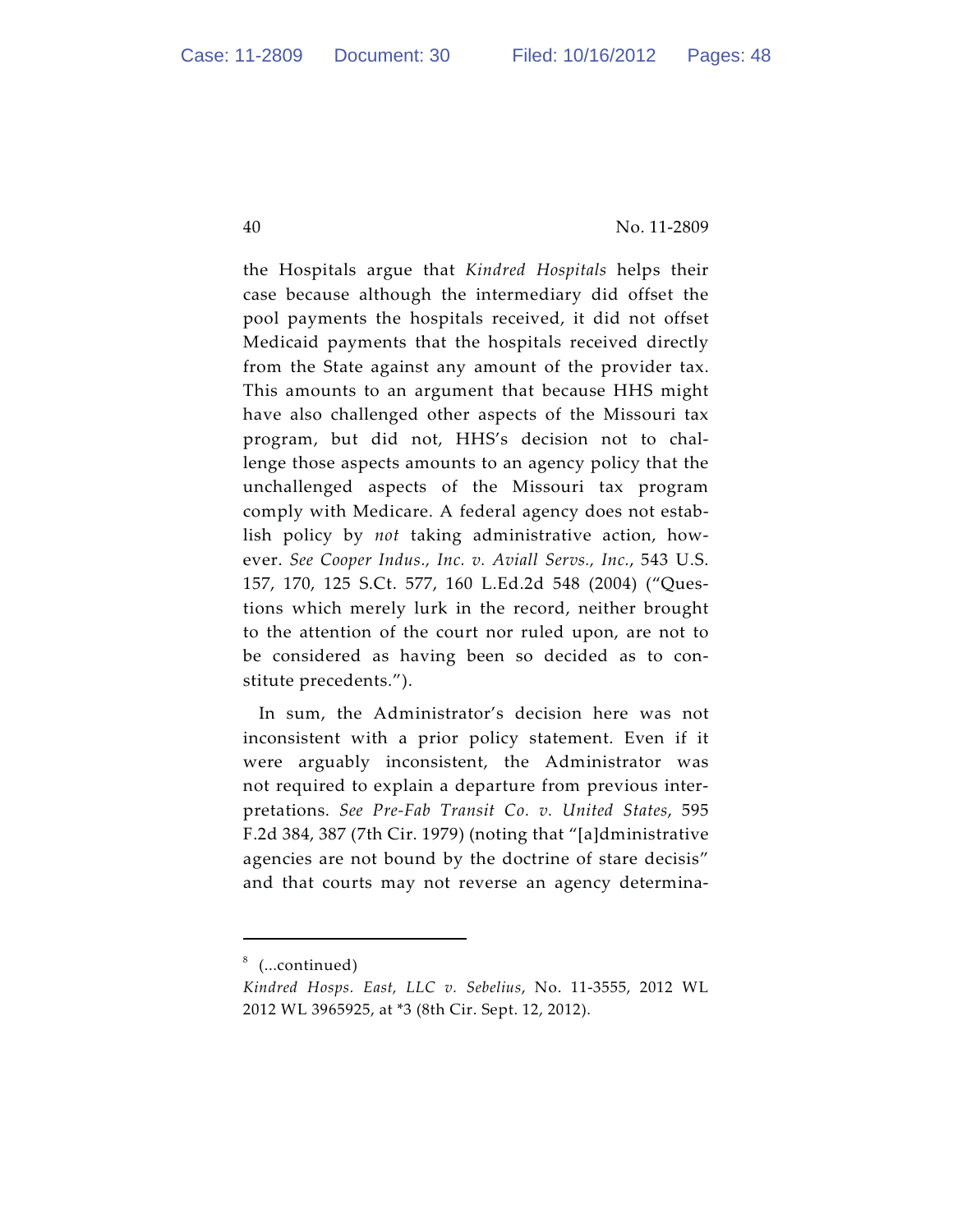the Hospitals argue that *Kindred Hospitals* helps their case because although the intermediary did offset the pool payments the hospitals received, it did not offset Medicaid payments that the hospitals received directly from the State against any amount of the provider tax. This amounts to an argument that because HHS might have also challenged other aspects of the Missouri tax program, but did not, HHS's decision not to challenge those aspects amounts to an agency policy that the unchallenged aspects of the Missouri tax program comply with Medicare. A federal agency does not establish policy by *not* taking administrative action, however. *See Cooper Indus., Inc. v. Aviall Servs., Inc.*, 543 U.S. 157, 170, 125 S.Ct. 577, 160 L.Ed.2d 548 (2004) ("Questions which merely lurk in the record, neither brought to the attention of the court nor ruled upon, are not to be considered as having been so decided as to constitute precedents.").

In sum, the Administrator's decision here was not inconsistent with a prior policy statement. Even if it were arguably inconsistent, the Administrator was not required to explain a departure from previous interpretations. *See Pre-Fab Transit Co. v. United States*, 595 F.2d 384, 387 (7th Cir. 1979) (noting that "[a]dministrative agencies are not bound by the doctrine of stare decisis" and that courts may not reverse an agency determina-

---

[8] (...continued)
*Kindred Hosps. East, LLC v. Sebelius*, No. 11-3555, 2012 WL 2012 WL 3965925, at *3 (8th Cir. Sept. 12, 2012).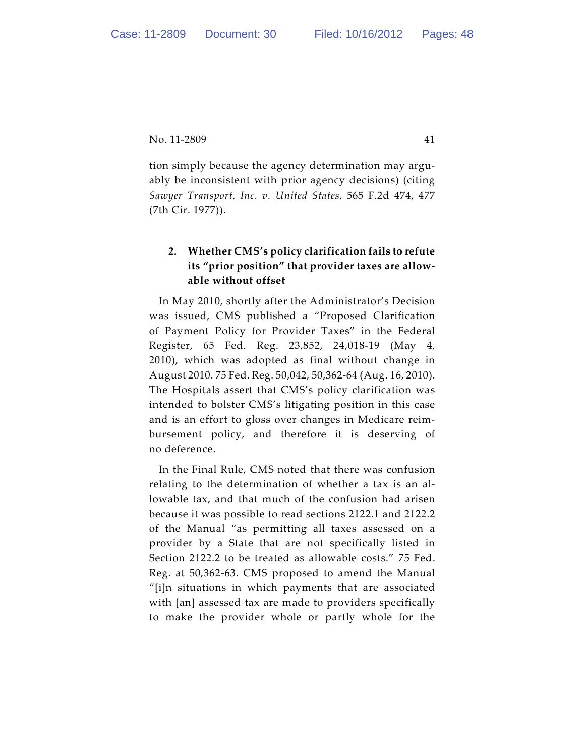tion simply because the agency determination may arguably be inconsistent with prior agency decisions) (citing *Sawyer Transport, Inc. v. United States*, 565 F.2d 474, 477 (7th Cir. 1977)).

### 2. Whether CMS's policy clarification fails to refute its "prior position" that provider taxes are allowable without offset

In May 2010, shortly after the Administrator's Decision was issued, CMS published a "Proposed Clarification of Payment Policy for Provider Taxes" in the Federal Register, 65 Fed. Reg. 23,852, 24,018-19 (May 4, 2010), which was adopted as final without change in August 2010. 75 Fed. Reg. 50,042, 50,362-64 (Aug. 16, 2010). The Hospitals assert that CMS's policy clarification was intended to bolster CMS's litigating position in this case and is an effort to gloss over changes in Medicare reimbursement policy, and therefore it is deserving of no deference.

In the Final Rule, CMS noted that there was confusion relating to the determination of whether a tax is an allowable tax, and that much of the confusion had arisen because it was possible to read sections 2122.1 and 2122.2 of the Manual "as permitting all taxes assessed on a provider by a State that are not specifically listed in Section 2122.2 to be treated as allowable costs." 75 Fed. Reg. at 50,362-63. CMS proposed to amend the Manual "[i]n situations in which payments that are associated with [an] assessed tax are made to providers specifically to make the provider whole or partly whole for the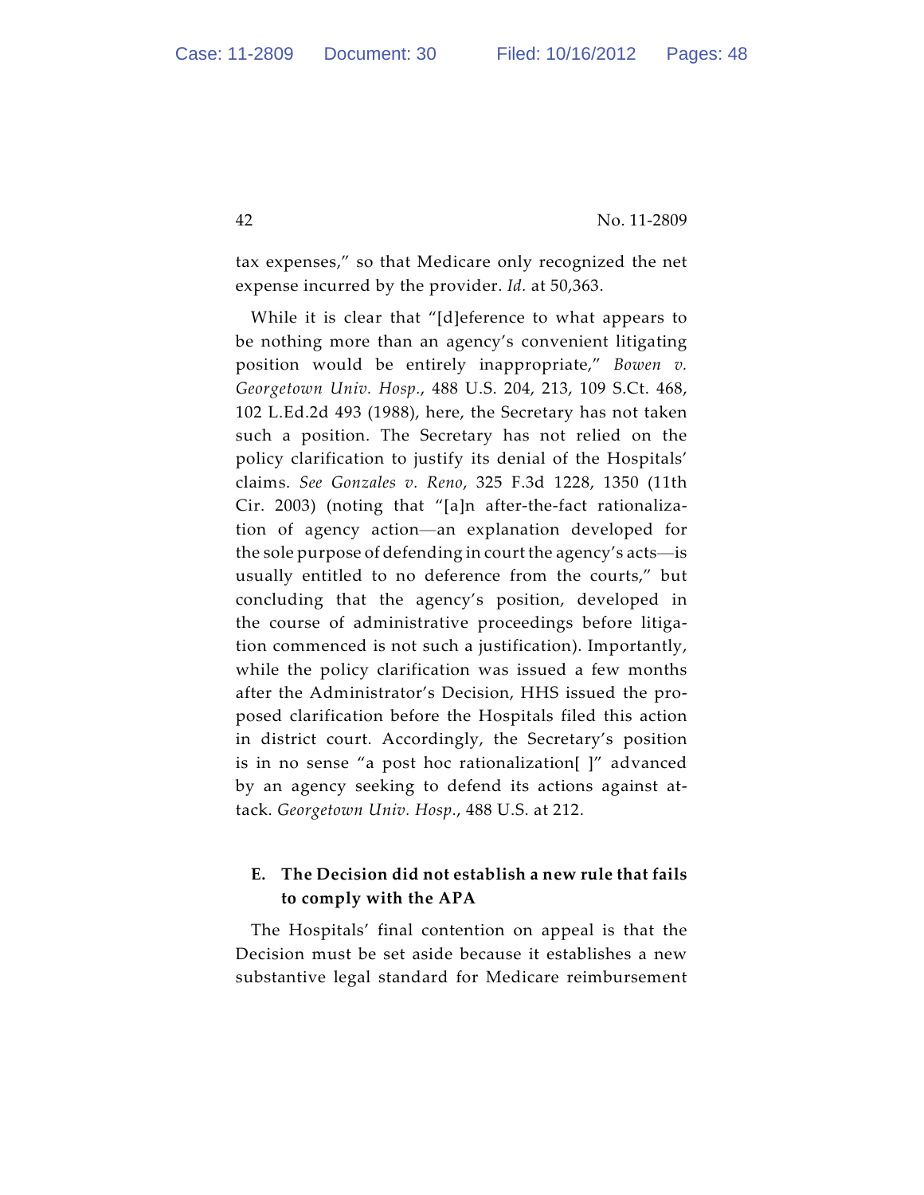tax expenses," so that Medicare only recognized the net expense incurred by the provider. *Id.* at 50,363.

While it is clear that "[d]eference to what appears to be nothing more than an agency's convenient litigating position would be entirely inappropriate," *Bowen v. Georgetown Univ. Hosp.*, 488 U.S. 204, 213, 109 S.Ct. 468, 102 L.Ed.2d 493 (1988), here, the Secretary has not taken such a position. The Secretary has not relied on the policy clarification to justify its denial of the Hospitals' claims. *See Gonzales v. Reno*, 325 F.3d 1228, 1350 (11th Cir. 2003) (noting that "[a]n after-the-fact rationalization of agency action—an explanation developed for the sole purpose of defending in court the agency's acts—is usually entitled to no deference from the courts," but concluding that the agency's position, developed in the course of administrative proceedings before litigation commenced is not such a justification). Importantly, while the policy clarification was issued a few months after the Administrator's Decision, HHS issued the proposed clarification before the Hospitals filed this action in district court. Accordingly, the Secretary's position is in no sense "a post hoc rationalization[ ]" advanced by an agency seeking to defend its actions against attack. *Georgetown Univ. Hosp.*, 488 U.S. at 212.

### E. The Decision did not establish a new rule that fails to comply with the APA

The Hospitals' final contention on appeal is that the Decision must be set aside because it establishes a new substantive legal standard for Medicare reimbursement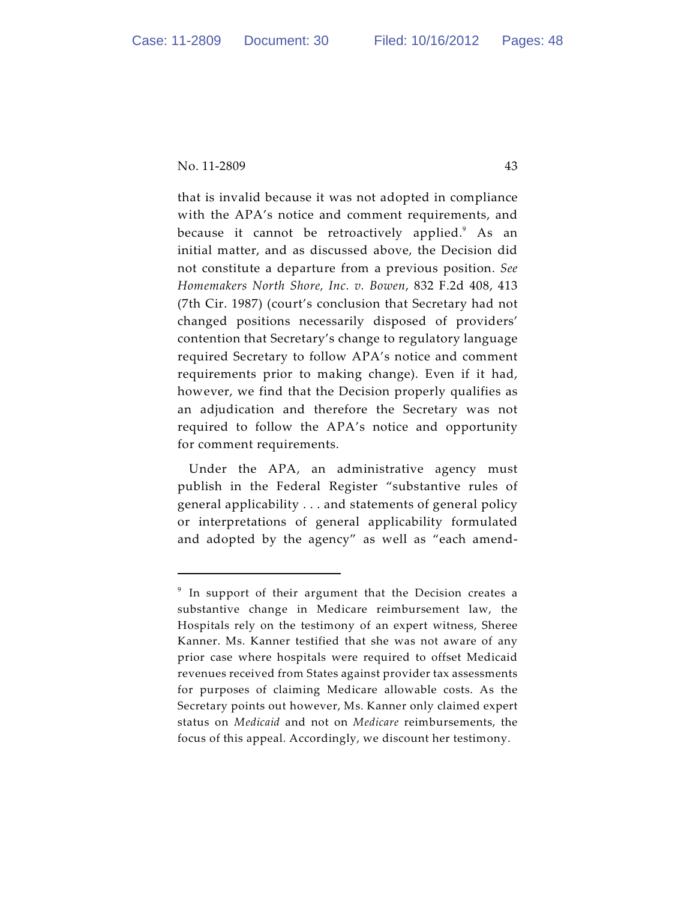that is invalid because it was not adopted in compliance with the APA's notice and comment requirements, and because it cannot be retroactively applied.[9] As an initial matter, and as discussed above, the Decision did not constitute a departure from a previous position. *See Homemakers North Shore, Inc. v. Bowen*, 832 F.2d 408, 413 (7th Cir. 1987) (court's conclusion that Secretary had not changed positions necessarily disposed of providers' contention that Secretary's change to regulatory language required Secretary to follow APA's notice and comment requirements prior to making change). Even if it had, however, we find that the Decision properly qualifies as an adjudication and therefore the Secretary was not required to follow the APA's notice and opportunity for comment requirements.

Under the APA, an administrative agency must publish in the Federal Register "substantive rules of general applicability . . . and statements of general policy or interpretations of general applicability formulated and adopted by the agency" as well as "each amend-

---

[9] In support of their argument that the Decision creates a substantive change in Medicare reimbursement law, the Hospitals rely on the testimony of an expert witness, Sheree Kanner. Ms. Kanner testified that she was not aware of any prior case where hospitals were required to offset Medicaid revenues received from States against provider tax assessments for purposes of claiming Medicare allowable costs. As the Secretary points out however, Ms. Kanner only claimed expert status on *Medicaid* and not on *Medicare* reimbursements, the focus of this appeal. Accordingly, we discount her testimony.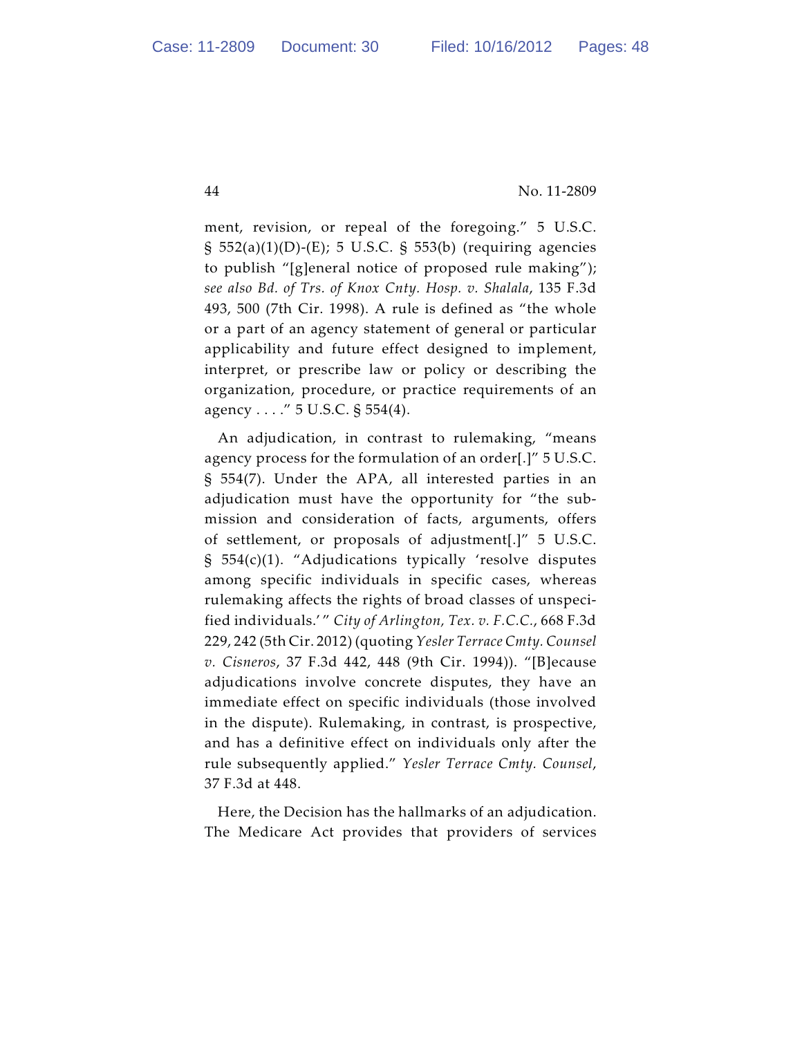ment, revision, or repeal of the foregoing." 5 U.S.C. § 552(a)(1)(D)-(E); 5 U.S.C. § 553(b) (requiring agencies to publish "[g]eneral notice of proposed rule making"); *see also Bd. of Trs. of Knox Cnty. Hosp. v. Shalala*, 135 F.3d 493, 500 (7th Cir. 1998). A rule is defined as "the whole or a part of an agency statement of general or particular applicability and future effect designed to implement, interpret, or prescribe law or policy or describing the organization, procedure, or practice requirements of an agency . . . ." 5 U.S.C. § 554(4).

An adjudication, in contrast to rulemaking, "means agency process for the formulation of an order[.]" 5 U.S.C. § 554(7). Under the APA, all interested parties in an adjudication must have the opportunity for "the submission and consideration of facts, arguments, offers of settlement, or proposals of adjustment[.]" 5 U.S.C. § 554(c)(1). "Adjudications typically 'resolve disputes among specific individuals in specific cases, whereas rulemaking affects the rights of broad classes of unspecified individuals.'" *City of Arlington, Tex. v. F.C.C.*, 668 F.3d 229, 242 (5th Cir. 2012) (quoting *Yesler Terrace Cmty. Counsel v. Cisneros*, 37 F.3d 442, 448 (9th Cir. 1994)). "[B]ecause adjudications involve concrete disputes, they have an immediate effect on specific individuals (those involved in the dispute). Rulemaking, in contrast, is prospective, and has a definitive effect on individuals only after the rule subsequently applied." *Yesler Terrace Cmty. Counsel*, 37 F.3d at 448.

Here, the Decision has the hallmarks of an adjudication. The Medicare Act provides that providers of services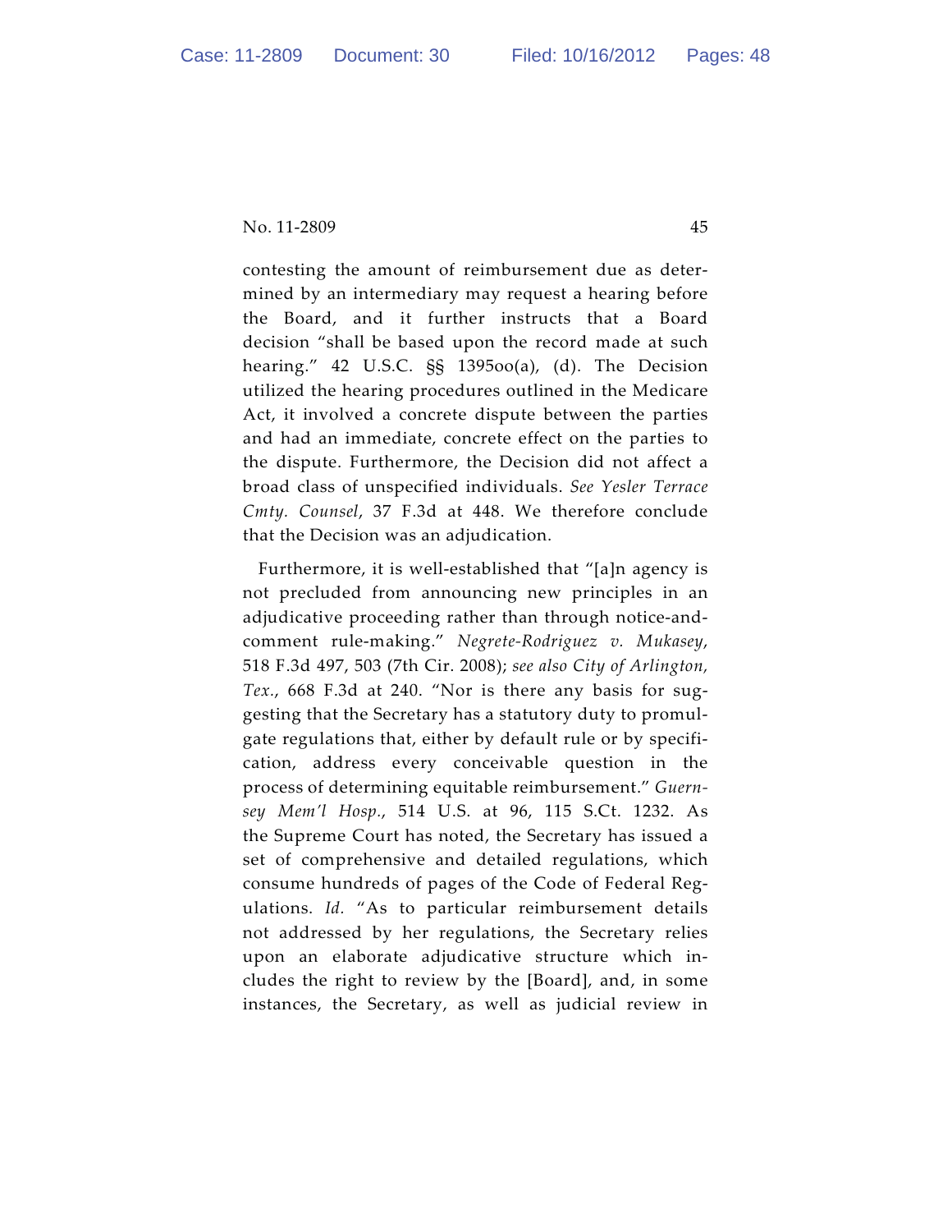contesting the amount of reimbursement due as determined by an intermediary may request a hearing before the Board, and it further instructs that a Board decision "shall be based upon the record made at such hearing." 42 U.S.C. §§ 1395oo(a), (d). The Decision utilized the hearing procedures outlined in the Medicare Act, it involved a concrete dispute between the parties and had an immediate, concrete effect on the parties to the dispute. Furthermore, the Decision did not affect a broad class of unspecified individuals. *See Yesler Terrace Cmty. Counsel*, 37 F.3d at 448. We therefore conclude that the Decision was an adjudication.

Furthermore, it is well-established that "[a]n agency is not precluded from announcing new principles in an adjudicative proceeding rather than through notice-and-comment rule-making." *Negrete-Rodriguez v. Mukasey*, 518 F.3d 497, 503 (7th Cir. 2008); *see also City of Arlington, Tex.*, 668 F.3d at 240. "Nor is there any basis for suggesting that the Secretary has a statutory duty to promulgate regulations that, either by default rule or by specification, address every conceivable question in the process of determining equitable reimbursement." *Guernsey Mem'l Hosp.*, 514 U.S. at 96, 115 S.Ct. 1232. As the Supreme Court has noted, the Secretary has issued a set of comprehensive and detailed regulations, which consume hundreds of pages of the Code of Federal Regulations. *Id.* "As to particular reimbursement details not addressed by her regulations, the Secretary relies upon an elaborate adjudicative structure which includes the right to review by the [Board], and, in some instances, the Secretary, as well as judicial review in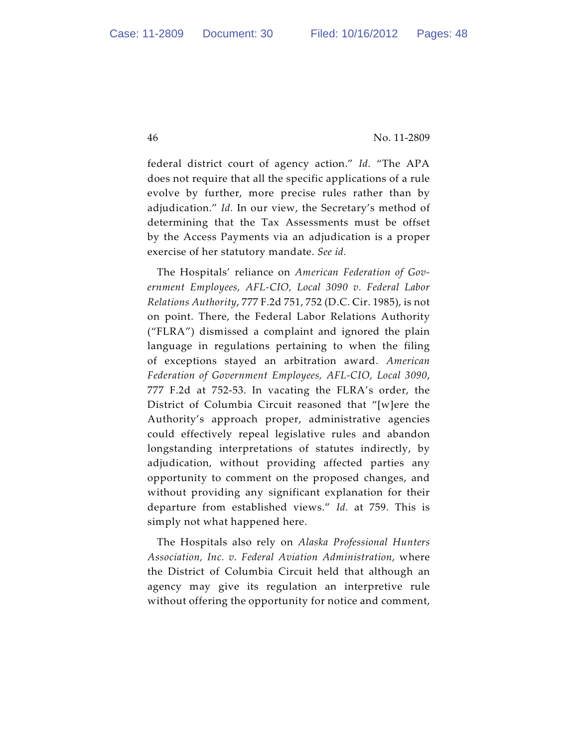federal district court of agency action." *Id.* "The APA does not require that all the specific applications of a rule evolve by further, more precise rules rather than by adjudication." *Id.* In our view, the Secretary's method of determining that the Tax Assessments must be offset by the Access Payments via an adjudication is a proper exercise of her statutory mandate. *See id.*

The Hospitals' reliance on *American Federation of Government Employees, AFL-CIO, Local 3090 v. Federal Labor Relations Authority*, 777 F.2d 751, 752 (D.C. Cir. 1985), is not on point. There, the Federal Labor Relations Authority ("FLRA") dismissed a complaint and ignored the plain language in regulations pertaining to when the filing of exceptions stayed an arbitration award. *American Federation of Government Employees, AFL-CIO, Local 3090*, 777 F.2d at 752-53. In vacating the FLRA's order, the District of Columbia Circuit reasoned that "[w]ere the Authority's approach proper, administrative agencies could effectively repeal legislative rules and abandon longstanding interpretations of statutes indirectly, by adjudication, without providing affected parties any opportunity to comment on the proposed changes, and without providing any significant explanation for their departure from established views." *Id.* at 759. This is simply not what happened here.

The Hospitals also rely on *Alaska Professional Hunters Association, Inc. v. Federal Aviation Administration*, where the District of Columbia Circuit held that although an agency may give its regulation an interpretive rule without offering the opportunity for notice and comment,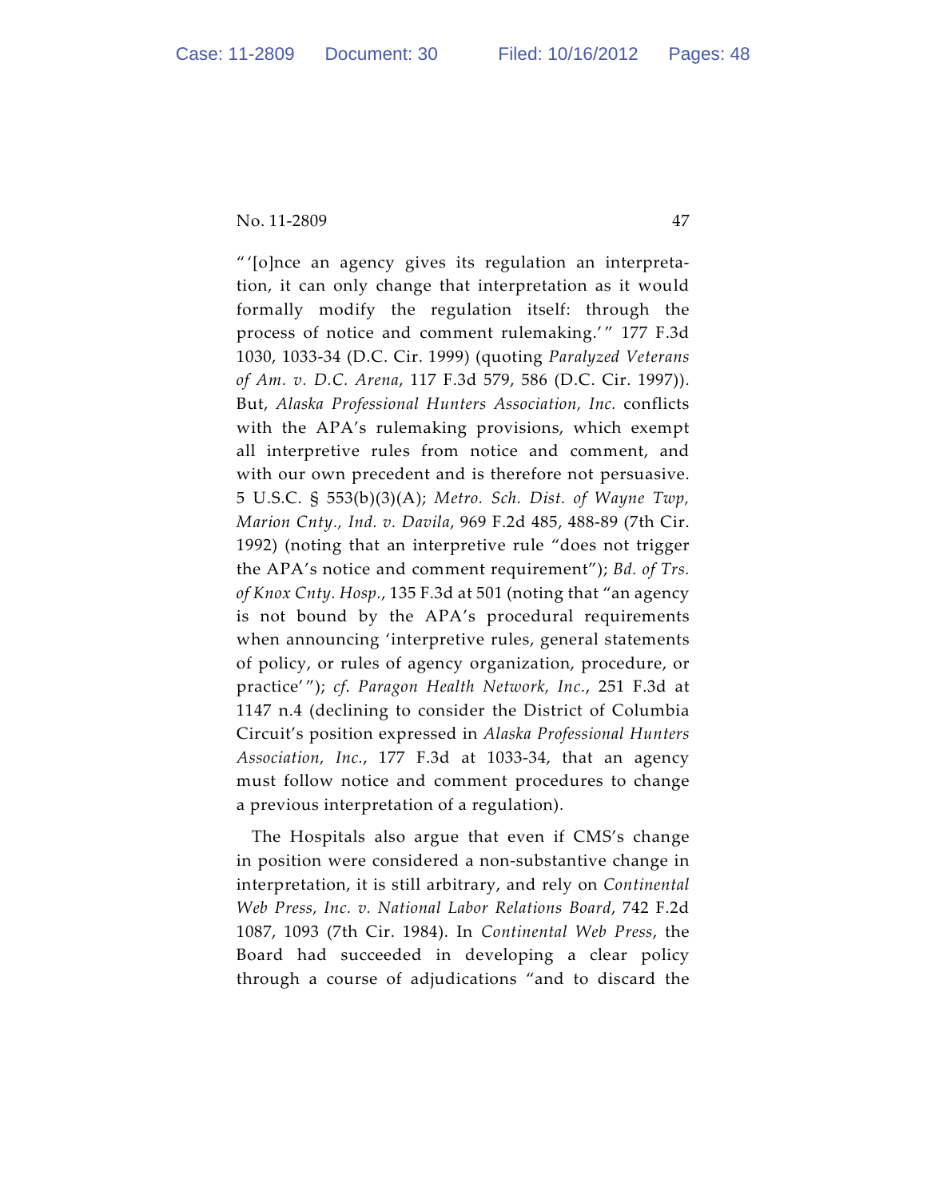"'[o]nce an agency gives its regulation an interpretation, it can only change that interpretation as it would formally modify the regulation itself: through the process of notice and comment rulemaking.'" 177 F.3d 1030, 1033-34 (D.C. Cir. 1999) (quoting *Paralyzed Veterans of Am. v. D.C. Arena*, 117 F.3d 579, 586 (D.C. Cir. 1997)). But, *Alaska Professional Hunters Association, Inc.* conflicts with the APA's rulemaking provisions, which exempt all interpretive rules from notice and comment, and with our own precedent and is therefore not persuasive. 5 U.S.C. § 553(b)(3)(A); *Metro. Sch. Dist. of Wayne Twp, Marion Cnty., Ind. v. Davila*, 969 F.2d 485, 488-89 (7th Cir. 1992) (noting that an interpretive rule "does not trigger the APA's notice and comment requirement"); *Bd. of Trs. of Knox Cnty. Hosp.*, 135 F.3d at 501 (noting that "an agency is not bound by the APA's procedural requirements when announcing 'interpretive rules, general statements of policy, or rules of agency organization, procedure, or practice'"); *cf. Paragon Health Network, Inc.*, 251 F.3d at 1147 n.4 (declining to consider the District of Columbia Circuit's position expressed in *Alaska Professional Hunters Association, Inc.*, 177 F.3d at 1033-34, that an agency must follow notice and comment procedures to change a previous interpretation of a regulation).

The Hospitals also argue that even if CMS's change in position were considered a non-substantive change in interpretation, it is still arbitrary, and rely on *Continental Web Press, Inc. v. National Labor Relations Board*, 742 F.2d 1087, 1093 (7th Cir. 1984). In *Continental Web Press*, the Board had succeeded in developing a clear policy through a course of adjudications "and to discard the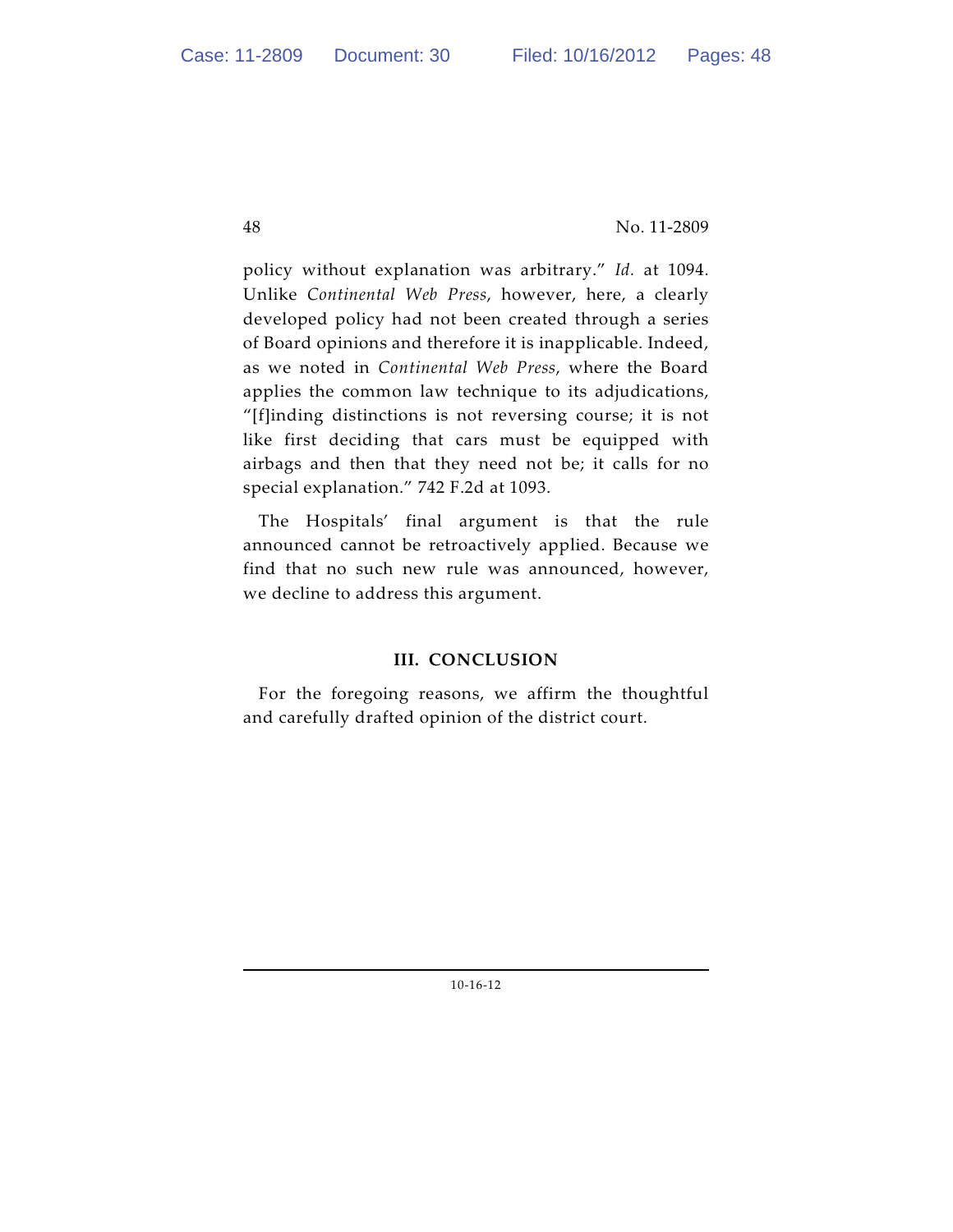policy without explanation was arbitrary." *Id.* at 1094. Unlike *Continental Web Press*, however, here, a clearly developed policy had not been created through a series of Board opinions and therefore it is inapplicable. Indeed, as we noted in *Continental Web Press*, where the Board applies the common law technique to its adjudications, "[f]inding distinctions is not reversing course; it is not like first deciding that cars must be equipped with airbags and then that they need not be; it calls for no special explanation." 742 F.2d at 1093.

The Hospitals' final argument is that the rule announced cannot be retroactively applied. Because we find that no such new rule was announced, however, we decline to address this argument.

### III. CONCLUSION

For the foregoing reasons, we affirm the thoughtful and carefully drafted opinion of the district court.

10-16-12